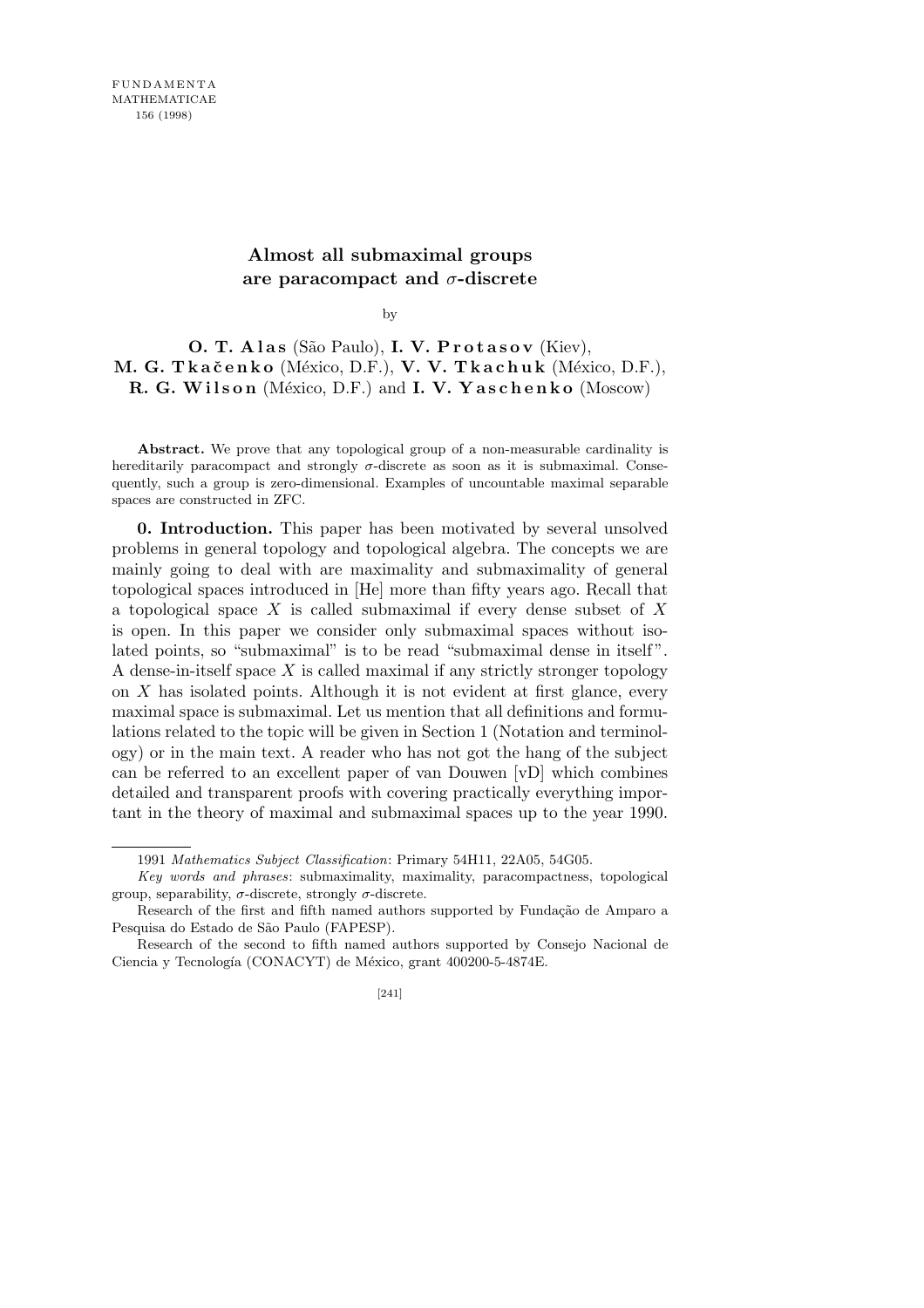# Almost all submaximal groups are paracompact and $\sigma$-discrete

by

**O. T. Alas** (São Paulo), **I. V. Protasov** (Kiev), **M. G. Tkačenko** (México, D.F.), **V. V. Tkachuk** (México, D.F.), **R. G. Wilson** (México, D.F.) and **I. V. Yaschenko** (Moscow)

**Abstract.** We prove that any topological group of a non-measurable cardinality is hereditarily paracompact and strongly $\sigma$-discrete as soon as it is submaximal. Consequently, such a group is zero-dimensional. Examples of uncountable maximal separable spaces are constructed in ZFC.

**0. Introduction.** This paper has been motivated by several unsolved problems in general topology and topological algebra. The concepts we are mainly going to deal with are maximality and submaximality of general topological spaces introduced in [He] more than fifty years ago. Recall that a topological space $X$ is called submaximal if every dense subset of $X$ is open. In this paper we consider only submaximal spaces without isolated points, so "submaximal" is to be read "submaximal dense in itself". A dense-in-itself space $X$ is called maximal if any strictly stronger topology on $X$ has isolated points. Although it is not evident at first glance, every maximal space is submaximal. Let us mention that all definitions and formulations related to the topic will be given in Section 1 (Notation and terminology) or in the main text. A reader who has not got the hang of the subject can be referred to an excellent paper of van Douwen [vD] which combines detailed and transparent proofs with covering practically everything important in the theory of maximal and submaximal spaces up to the year 1990.

---

1991 *Mathematics Subject Classification*: Primary 54H11, 22A05, 54G05.

*Key words and phrases*: submaximality, maximality, paracompactness, topological group, separability, $\sigma$-discrete, strongly $\sigma$-discrete.

Research of the first and fifth named authors supported by Fundação de Amparo a Pesquisa do Estado de São Paulo (FAPESP).

Research of the second to fifth named authors supported by Consejo Nacional de Ciencia y Tecnología (CONACYT) de México, grant 400200-5-4874E.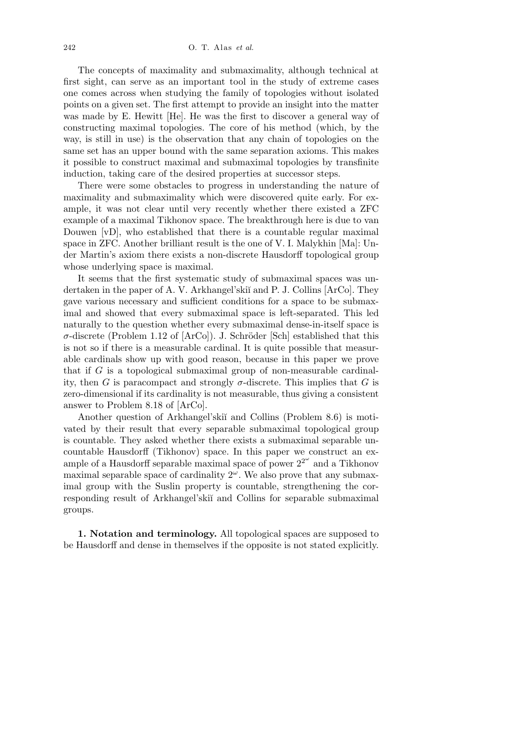The concepts of maximality and submaximality, although technical at first sight, can serve as an important tool in the study of extreme cases one comes across when studying the family of topologies without isolated points on a given set. The first attempt to provide an insight into the matter was made by E. Hewitt [He]. He was the first to discover a general way of constructing maximal topologies. The core of his method (which, by the way, is still in use) is the observation that any chain of topologies on the same set has an upper bound with the same separation axioms. This makes it possible to construct maximal and submaximal topologies by transfinite induction, taking care of the desired properties at successor steps.

There were some obstacles to progress in understanding the nature of maximality and submaximality which were discovered quite early. For example, it was not clear until very recently whether there existed a ZFC example of a maximal Tikhonov space. The breakthrough here is due to van Douwen [vD], who established that there is a countable regular maximal space in ZFC. Another brilliant result is the one of V. I. Malykhin [Ma]: Under Martin's axiom there exists a non-discrete Hausdorff topological group whose underlying space is maximal.

It seems that the first systematic study of submaximal spaces was undertaken in the paper of A. V. Arkhangel'skiĭ and P. J. Collins [ArCo]. They gave various necessary and sufficient conditions for a space to be submaximal and showed that every submaximal space is left-separated. This led naturally to the question whether every submaximal dense-in-itself space is $\sigma$-discrete (Problem 1.12 of [ArCo]). J. Schröder [Sch] established that this is not so if there is a measurable cardinal. It is quite possible that measurable cardinals show up with good reason, because in this paper we prove that if $G$ is a topological submaximal group of non-measurable cardinality, then $G$ is paracompact and strongly $\sigma$-discrete. This implies that $G$ is zero-dimensional if its cardinality is not measurable, thus giving a consistent answer to Problem 8.18 of [ArCo].

Another question of Arkhangel'skiĭ and Collins (Problem 8.6) is motivated by their result that every separable submaximal topological group is countable. They asked whether there exists a submaximal separable uncountable Hausdorff (Tikhonov) space. In this paper we construct an example of a Hausdorff separable maximal space of power $2^{2^\omega}$ and a Tikhonov maximal separable space of cardinality $2^\omega$. We also prove that any submaximal group with the Suslin property is countable, strengthening the corresponding result of Arkhangel'skiĭ and Collins for separable submaximal groups.

**1. Notation and terminology.** All topological spaces are supposed to be Hausdorff and dense in themselves if the opposite is not stated explicitly.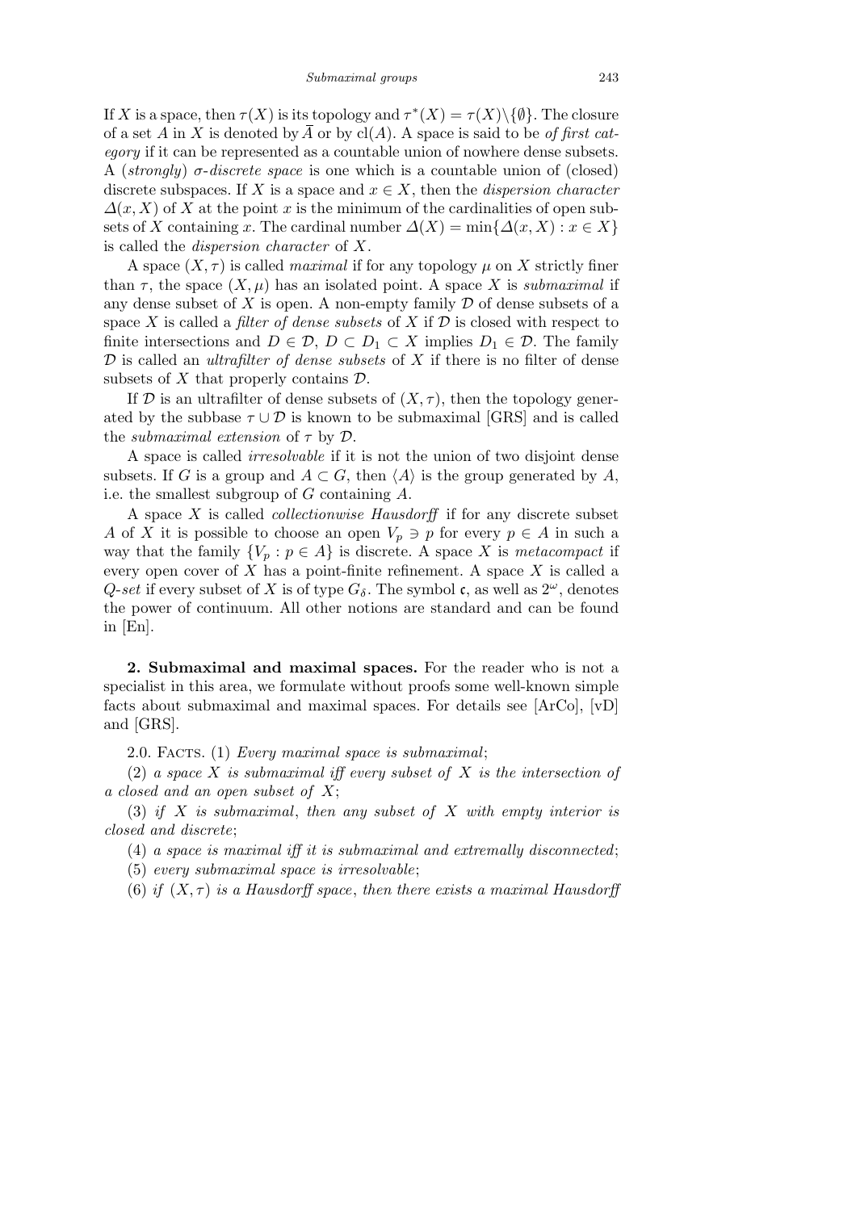If $X$ is a space, then $\tau(X)$ is its topology and $\tau^*(X) = \tau(X)\setminus\{\emptyset\}$. The closure of a set $A$ in $X$ is denoted by $\overline{A}$ or by $\mathrm{cl}(A)$. A space is said to be *of first category* if it can be represented as a countable union of nowhere dense subsets. A (*strongly*) *$\sigma$-discrete space* is one which is a countable union of (closed) discrete subspaces. If $X$ is a space and $x \in X$, then the *dispersion character* $\Delta(x, X)$ of $X$ at the point $x$ is the minimum of the cardinalities of open subsets of $X$ containing $x$. The cardinal number $\Delta(X) = \min\{\Delta(x, X) : x \in X\}$ is called the *dispersion character* of $X$.

A space $(X, \tau)$ is called *maximal* if for any topology $\mu$ on $X$ strictly finer than $\tau$, the space $(X, \mu)$ has an isolated point. A space $X$ is *submaximal* if any dense subset of $X$ is open. A non-empty family $\mathcal{D}$ of dense subsets of a space $X$ is called a *filter of dense subsets* of $X$ if $\mathcal{D}$ is closed with respect to finite intersections and $D \in \mathcal{D}$, $D \subset D_1 \subset X$ implies $D_1 \in \mathcal{D}$. The family $\mathcal{D}$ is called an *ultrafilter of dense subsets* of $X$ if there is no filter of dense subsets of $X$ that properly contains $\mathcal{D}$.

If $\mathcal{D}$ is an ultrafilter of dense subsets of $(X, \tau)$, then the topology generated by the subbase $\tau \cup \mathcal{D}$ is known to be submaximal [GRS] and is called the *submaximal extension* of $\tau$ by $\mathcal{D}$.

A space is called *irresolvable* if it is not the union of two disjoint dense subsets. If $G$ is a group and $A \subset G$, then $\langle A \rangle$ is the group generated by $A$, i.e. the smallest subgroup of $G$ containing $A$.

A space $X$ is called *collectionwise Hausdorff* if for any discrete subset $A$ of $X$ it is possible to choose an open $V_p \ni p$ for every $p \in A$ in such a way that the family $\{V_p : p \in A\}$ is discrete. A space $X$ is *metacompact* if every open cover of $X$ has a point-finite refinement. A space $X$ is called a *$Q$-set* if every subset of $X$ is of type $G_\delta$. The symbol $\mathfrak{c}$, as well as $2^\omega$, denotes the power of continuum. All other notions are standard and can be found in [En].

**2. Submaximal and maximal spaces.** For the reader who is not a specialist in this area, we formulate without proofs some well-known simple facts about submaximal and maximal spaces. For details see [ArCo], [vD] and [GRS].

2.0. Facts. (1) *Every maximal space is submaximal*;

(2) *a space $X$ is submaximal iff every subset of $X$ is the intersection of a closed and an open subset of $X$*;

(3) *if $X$ is submaximal*, *then any subset of $X$ with empty interior is closed and discrete*;

(4) *a space is maximal iff it is submaximal and extremally disconnected*;

(5) *every submaximal space is irresolvable*;

(6) *if $(X, \tau)$ is a Hausdorff space*, *then there exists a maximal Hausdorff*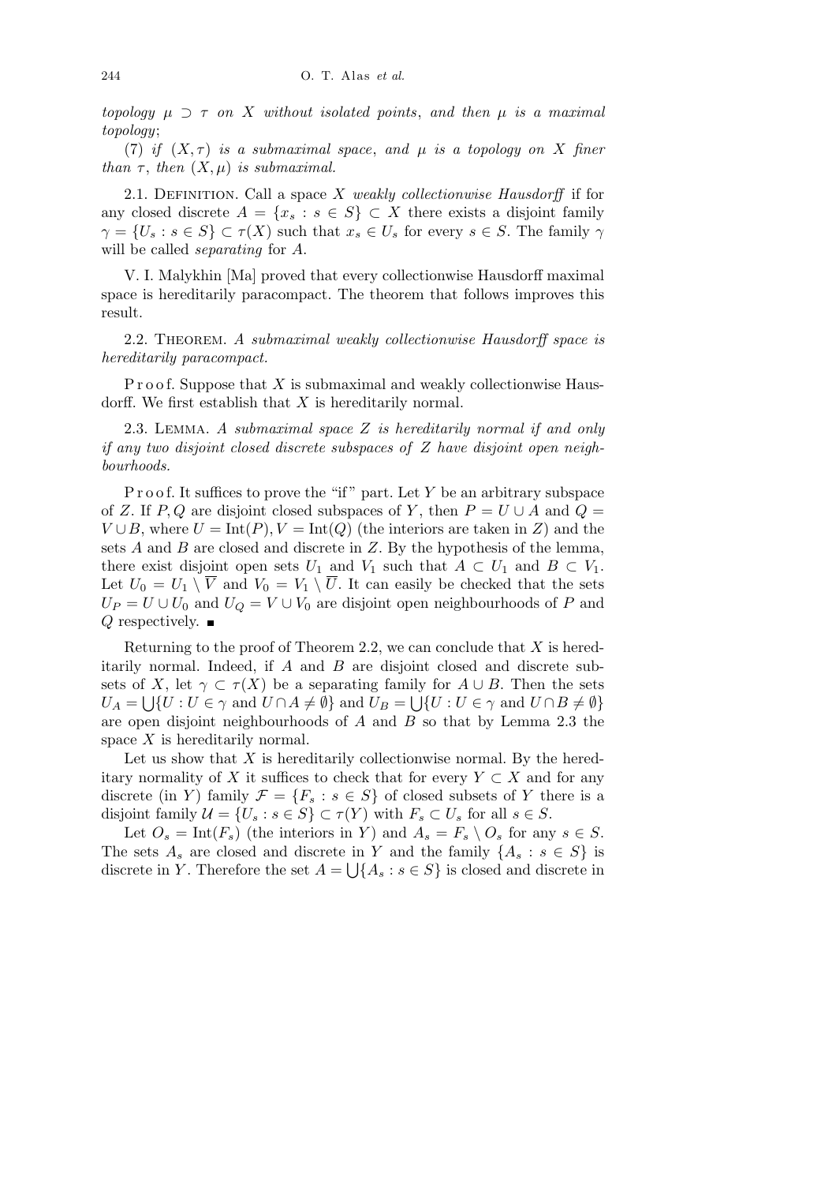*topology* $\mu \supset \tau$ *on* $X$ *without isolated points*, *and then* $\mu$ *is a maximal topology*;

(7) *if* $(X, \tau)$ *is a submaximal space*, *and* $\mu$ *is a topology on* $X$ *finer than* $\tau$, *then* $(X, \mu)$ *is submaximal.*

2.1. Definition. Call a space $X$ *weakly collectionwise Hausdorff* if for any closed discrete $A = \{x_s : s \in S\} \subset X$ there exists a disjoint family $\gamma = \{U_s : s \in S\} \subset \tau(X)$ such that $x_s \in U_s$ for every $s \in S$. The family $\gamma$ will be called *separating* for $A$.

V. I. Malykhin [Ma] proved that every collectionwise Hausdorff maximal space is hereditarily paracompact. The theorem that follows improves this result.

2.2. Theorem. *A submaximal weakly collectionwise Hausdorff space is hereditarily paracompact.*

Proof. Suppose that $X$ is submaximal and weakly collectionwise Hausdorff. We first establish that $X$ is hereditarily normal.

2.3. Lemma. *A submaximal space* $Z$ *is hereditarily normal if and only if any two disjoint closed discrete subspaces of* $Z$ *have disjoint open neighbourhoods.*

Proof. It suffices to prove the "if" part. Let $Y$ be an arbitrary subspace of $Z$. If $P, Q$ are disjoint closed subspaces of $Y$, then $P = U \cup A$ and $Q = V \cup B$, where $U = \mathrm{Int}(P), V = \mathrm{Int}(Q)$ (the interiors are taken in $Z$) and the sets $A$ and $B$ are closed and discrete in $Z$. By the hypothesis of the lemma, there exist disjoint open sets $U_1$ and $V_1$ such that $A \subset U_1$ and $B \subset V_1$. Let $U_0 = U_1 \setminus \overline{V}$ and $V_0 = V_1 \setminus \overline{U}$. It can easily be checked that the sets $U_P = U \cup U_0$ and $U_Q = V \cup V_0$ are disjoint open neighbourhoods of $P$ and $Q$ respectively. ∎

Returning to the proof of Theorem 2.2, we can conclude that $X$ is hereditarily normal. Indeed, if $A$ and $B$ are disjoint closed and discrete subsets of $X$, let $\gamma \subset \tau(X)$ be a separating family for $A \cup B$. Then the sets $U_A = \bigcup\{U : U \in \gamma \text{ and } U \cap A \neq \emptyset\}$ and $U_B = \bigcup\{U : U \in \gamma \text{ and } U \cap B \neq \emptyset\}$ are open disjoint neighbourhoods of $A$ and $B$ so that by Lemma 2.3 the space $X$ is hereditarily normal.

Let us show that $X$ is hereditarily collectionwise normal. By the hereditary normality of $X$ it suffices to check that for every $Y \subset X$ and for any discrete (in $Y$) family $\mathcal{F} = \{F_s : s \in S\}$ of closed subsets of $Y$ there is a disjoint family $\mathcal{U} = \{U_s : s \in S\} \subset \tau(Y)$ with $F_s \subset U_s$ for all $s \in S$.

Let $O_s = \mathrm{Int}(F_s)$ (the interiors in $Y$) and $A_s = F_s \setminus O_s$ for any $s \in S$. The sets $A_s$ are closed and discrete in $Y$ and the family $\{A_s : s \in S\}$ is discrete in $Y$. Therefore the set $A = \bigcup\{A_s : s \in S\}$ is closed and discrete in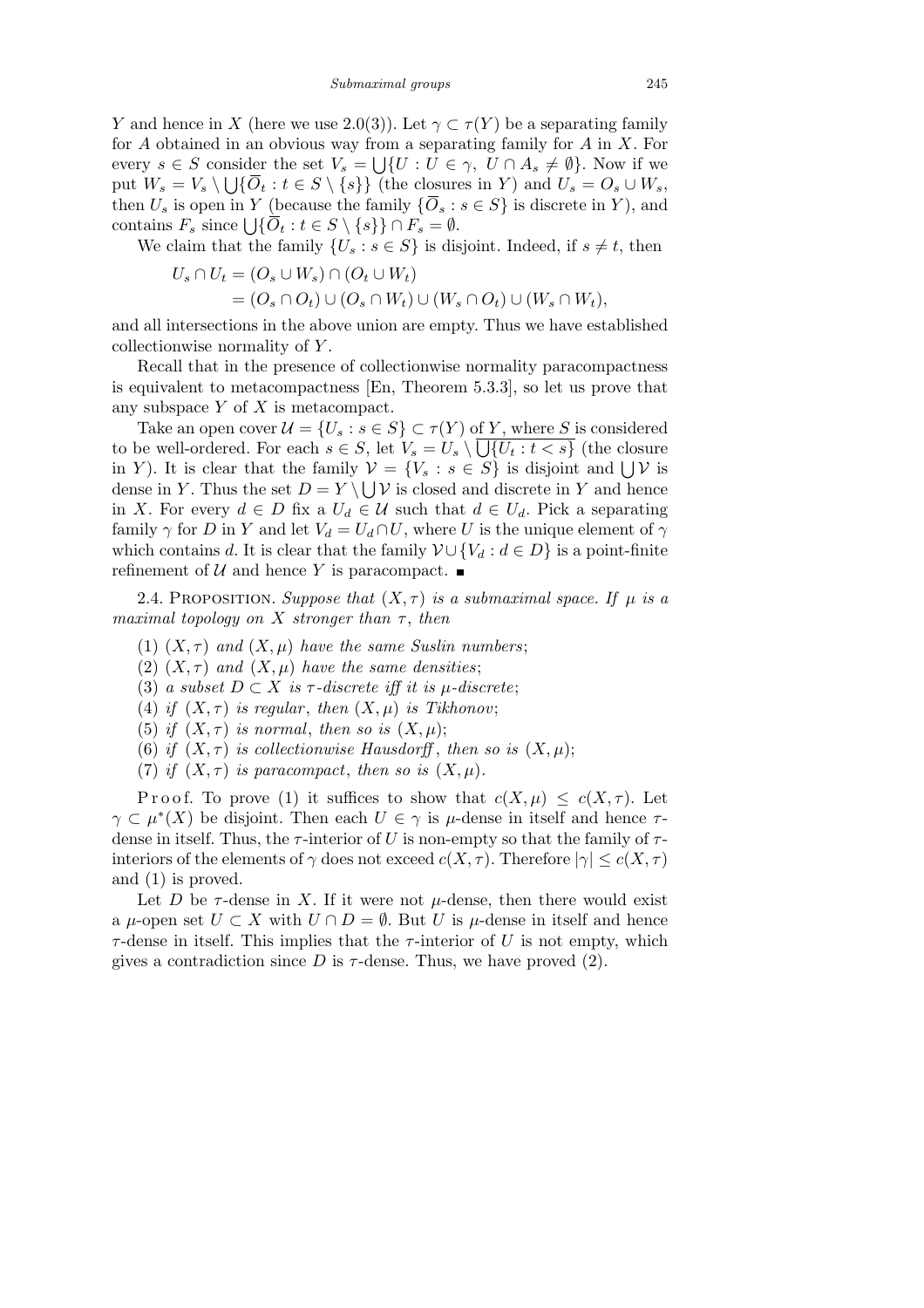$Y$ and hence in $X$ (here we use 2.0(3)). Let $\gamma \subset \tau(Y)$ be a separating family for $A$ obtained in an obvious way from a separating family for $A$ in $X$. For every $s \in S$ consider the set $V_s = \bigcup\{U : U \in \gamma,\ U \cap A_s \neq \emptyset\}$. Now if we put $W_s = V_s \setminus \bigcup\{\overline{O}_t : t \in S \setminus \{s\}\}$ (the closures in $Y$) and $U_s = O_s \cup W_s$, then $U_s$ is open in $Y$ (because the family $\{\overline{O}_s : s \in S\}$ is discrete in $Y$), and contains $F_s$ since $\bigcup\{\overline{O}_t : t \in S \setminus \{s\}\} \cap F_s = \emptyset$.

We claim that the family $\{U_s : s \in S\}$ is disjoint. Indeed, if $s \neq t$, then

$$\begin{aligned} U_s \cap U_t &= (O_s \cup W_s) \cap (O_t \cup W_t) \\ &= (O_s \cap O_t) \cup (O_s \cap W_t) \cup (W_s \cap O_t) \cup (W_s \cap W_t), \end{aligned}$$

and all intersections in the above union are empty. Thus we have established collectionwise normality of $Y$.

Recall that in the presence of collectionwise normality paracompactness is equivalent to metacompactness [En, Theorem 5.3.3], so let us prove that any subspace $Y$ of $X$ is metacompact.

Take an open cover $\mathcal{U} = \{U_s : s \in S\} \subset \tau(Y)$ of $Y$, where $S$ is considered to be well-ordered. For each $s \in S$, let $V_s = U_s \setminus \overline{\bigcup\{U_t : t < s\}}$ (the closure in $Y$). It is clear that the family $\mathcal{V} = \{V_s : s \in S\}$ is disjoint and $\bigcup \mathcal{V}$ is dense in $Y$. Thus the set $D = Y \setminus \bigcup \mathcal{V}$ is closed and discrete in $Y$ and hence in $X$. For every $d \in D$ fix a $U_d \in \mathcal{U}$ such that $d \in U_d$. Pick a separating family $\gamma$ for $D$ in $Y$ and let $V_d = U_d \cap U$, where $U$ is the unique element of $\gamma$ which contains $d$. It is clear that the family $\mathcal{V} \cup \{V_d : d \in D\}$ is a point-finite refinement of $\mathcal{U}$ and hence $Y$ is paracompact. ∎

2.4. Proposition. *Suppose that $(X, \tau)$ is a submaximal space. If $\mu$ is a maximal topology on $X$ stronger than $\tau$, then*

1. *$(X, \tau)$ and $(X, \mu)$ have the same Suslin numbers*;
2. *$(X, \tau)$ and $(X, \mu)$ have the same densities*;
3. *a subset $D \subset X$ is $\tau$-discrete iff it is $\mu$-discrete*;
4. *if $(X, \tau)$ is regular, then $(X, \mu)$ is Tikhonov*;
5. *if $(X, \tau)$ is normal, then so is $(X, \mu)$*;
6. *if $(X, \tau)$ is collectionwise Hausdorff, then so is $(X, \mu)$*;
7. *if $(X, \tau)$ is paracompact, then so is $(X, \mu)$.*

Proof. To prove (1) it suffices to show that $c(X, \mu) \leq c(X, \tau)$. Let $\gamma \subset \mu^*(X)$ be disjoint. Then each $U \in \gamma$ is $\mu$-dense in itself and hence $\tau$-dense in itself. Thus, the $\tau$-interior of $U$ is non-empty so that the family of $\tau$-interiors of the elements of $\gamma$ does not exceed $c(X, \tau)$. Therefore $|\gamma| \leq c(X, \tau)$ and (1) is proved.

Let $D$ be $\tau$-dense in $X$. If it were not $\mu$-dense, then there would exist a $\mu$-open set $U \subset X$ with $U \cap D = \emptyset$. But $U$ is $\mu$-dense in itself and hence $\tau$-dense in itself. This implies that the $\tau$-interior of $U$ is not empty, which gives a contradiction since $D$ is $\tau$-dense. Thus, we have proved (2).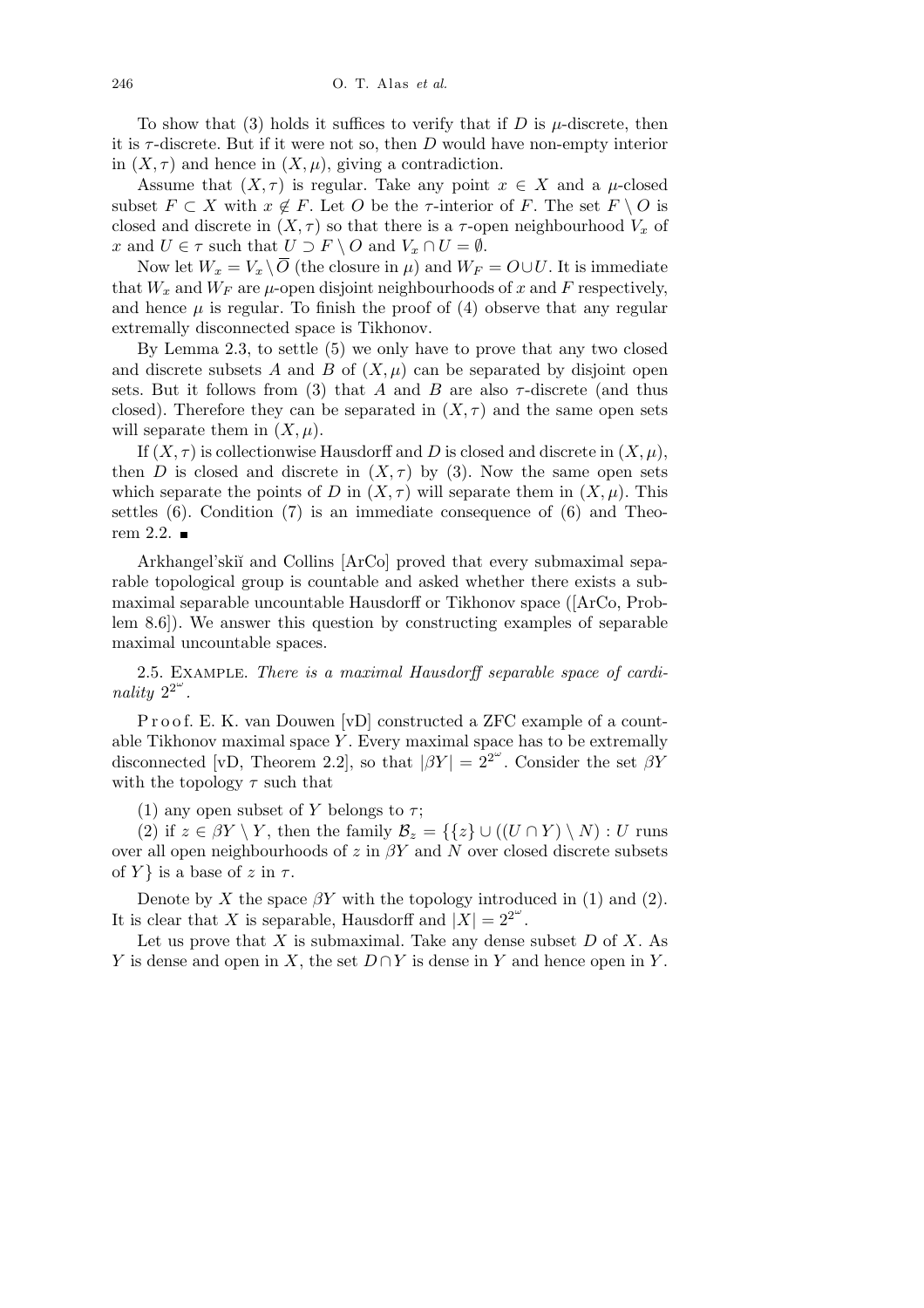To show that (3) holds it suffices to verify that if $D$ is $\mu$-discrete, then it is $\tau$-discrete. But if it were not so, then $D$ would have non-empty interior in $(X,\tau)$ and hence in $(X,\mu)$, giving a contradiction.

Assume that $(X,\tau)$ is regular. Take any point $x \in X$ and a $\mu$-closed subset $F \subset X$ with $x \notin F$. Let $O$ be the $\tau$-interior of $F$. The set $F \setminus O$ is closed and discrete in $(X,\tau)$ so that there is a $\tau$-open neighbourhood $V_x$ of $x$ and $U \in \tau$ such that $U \supset F \setminus O$ and $V_x \cap U = \emptyset$.

Now let $W_x = V_x \setminus \overline{O}$ (the closure in $\mu$) and $W_F = O \cup U$. It is immediate that $W_x$ and $W_F$ are $\mu$-open disjoint neighbourhoods of $x$ and $F$ respectively, and hence $\mu$ is regular. To finish the proof of (4) observe that any regular extremally disconnected space is Tikhonov.

By Lemma 2.3, to settle (5) we only have to prove that any two closed and discrete subsets $A$ and $B$ of $(X,\mu)$ can be separated by disjoint open sets. But it follows from (3) that $A$ and $B$ are also $\tau$-discrete (and thus closed). Therefore they can be separated in $(X,\tau)$ and the same open sets will separate them in $(X,\mu)$.

If $(X,\tau)$ is collectionwise Hausdorff and $D$ is closed and discrete in $(X,\mu)$, then $D$ is closed and discrete in $(X,\tau)$ by (3). Now the same open sets which separate the points of $D$ in $(X,\tau)$ will separate them in $(X,\mu)$. This settles (6). Condition (7) is an immediate consequence of (6) and Theorem 2.2. ∎

Arkhangel'skiĭ and Collins [ArCo] proved that every submaximal separable topological group is countable and asked whether there exists a submaximal separable uncountable Hausdorff or Tikhonov space ([ArCo, Problem 8.6]). We answer this question by constructing examples of separable maximal uncountable spaces.

2.5. Example. *There is a maximal Hausdorff separable space of cardinality* $2^{2^\omega}$.

Proof. E. K. van Douwen [vD] constructed a ZFC example of a countable Tikhonov maximal space $Y$. Every maximal space has to be extremally disconnected [vD, Theorem 2.2], so that $|\beta Y| = 2^{2^\omega}$. Consider the set $\beta Y$ with the topology $\tau$ such that

(1) any open subset of $Y$ belongs to $\tau$;

(2) if $z \in \beta Y \setminus Y$, then the family $\mathcal{B}_z = \{\{z\} \cup ((U \cap Y) \setminus N) : U$ runs over all open neighbourhoods of $z$ in $\beta Y$ and $N$ over closed discrete subsets of $Y\}$ is a base of $z$ in $\tau$.

Denote by $X$ the space $\beta Y$ with the topology introduced in (1) and (2). It is clear that $X$ is separable, Hausdorff and $|X| = 2^{2^\omega}$.

Let us prove that $X$ is submaximal. Take any dense subset $D$ of $X$. As $Y$ is dense and open in $X$, the set $D \cap Y$ is dense in $Y$ and hence open in $Y$.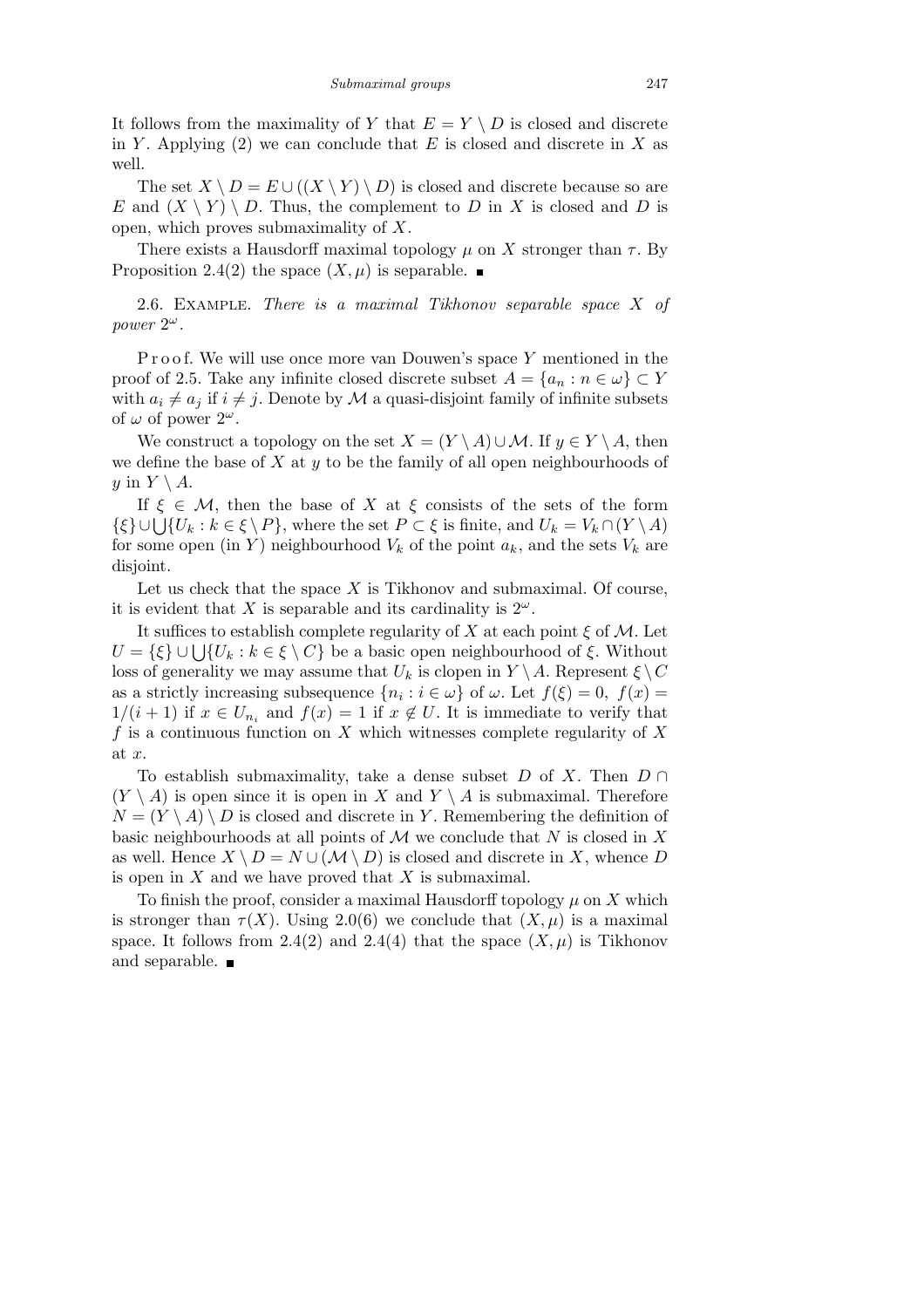It follows from the maximality of $Y$ that $E = Y \setminus D$ is closed and discrete in $Y$. Applying (2) we can conclude that $E$ is closed and discrete in $X$ as well.

The set $X \setminus D = E \cup ((X \setminus Y) \setminus D)$ is closed and discrete because so are $E$ and $(X \setminus Y) \setminus D$. Thus, the complement to $D$ in $X$ is closed and $D$ is open, which proves submaximality of $X$.

There exists a Hausdorff maximal topology $\mu$ on $X$ stronger than $\tau$. By Proposition 2.4(2) the space $(X, \mu)$ is separable. ∎

2.6. Example. *There is a maximal Tikhonov separable space $X$ of power $2^\omega$.*

Proof. We will use once more van Douwen's space $Y$ mentioned in the proof of 2.5. Take any infinite closed discrete subset $A = \{a_n : n \in \omega\} \subset Y$ with $a_i \neq a_j$ if $i \neq j$. Denote by $\mathcal{M}$ a quasi-disjoint family of infinite subsets of $\omega$ of power $2^\omega$.

We construct a topology on the set $X = (Y \setminus A) \cup \mathcal{M}$. If $y \in Y \setminus A$, then we define the base of $X$ at $y$ to be the family of all open neighbourhoods of $y$ in $Y \setminus A$.

If $\xi \in \mathcal{M}$, then the base of $X$ at $\xi$ consists of the sets of the form $\{\xi\} \cup \bigcup \{U_k : k \in \xi \setminus P\}$, where the set $P \subset \xi$ is finite, and $U_k = V_k \cap (Y \setminus A)$ for some open (in $Y$) neighbourhood $V_k$ of the point $a_k$, and the sets $V_k$ are disjoint.

Let us check that the space $X$ is Tikhonov and submaximal. Of course, it is evident that $X$ is separable and its cardinality is $2^\omega$.

It suffices to establish complete regularity of $X$ at each point $\xi$ of $\mathcal{M}$. Let $U = \{\xi\} \cup \bigcup \{U_k : k \in \xi \setminus C\}$ be a basic open neighbourhood of $\xi$. Without loss of generality we may assume that $U_k$ is clopen in $Y \setminus A$. Represent $\xi \setminus C$ as a strictly increasing subsequence $\{n_i : i \in \omega\}$ of $\omega$. Let $f(\xi) = 0$, $f(x) = 1/(i+1)$ if $x \in U_{n_i}$ and $f(x) = 1$ if $x \notin U$. It is immediate to verify that $f$ is a continuous function on $X$ which witnesses complete regularity of $X$ at $x$.

To establish submaximality, take a dense subset $D$ of $X$. Then $D \cap (Y \setminus A)$ is open since it is open in $X$ and $Y \setminus A$ is submaximal. Therefore $N = (Y \setminus A) \setminus D$ is closed and discrete in $Y$. Remembering the definition of basic neighbourhoods at all points of $\mathcal{M}$ we conclude that $N$ is closed in $X$ as well. Hence $X \setminus D = N \cup (\mathcal{M} \setminus D)$ is closed and discrete in $X$, whence $D$ is open in $X$ and we have proved that $X$ is submaximal.

To finish the proof, consider a maximal Hausdorff topology $\mu$ on $X$ which is stronger than $\tau(X)$. Using 2.0(6) we conclude that $(X, \mu)$ is a maximal space. It follows from 2.4(2) and 2.4(4) that the space $(X, \mu)$ is Tikhonov and separable. ∎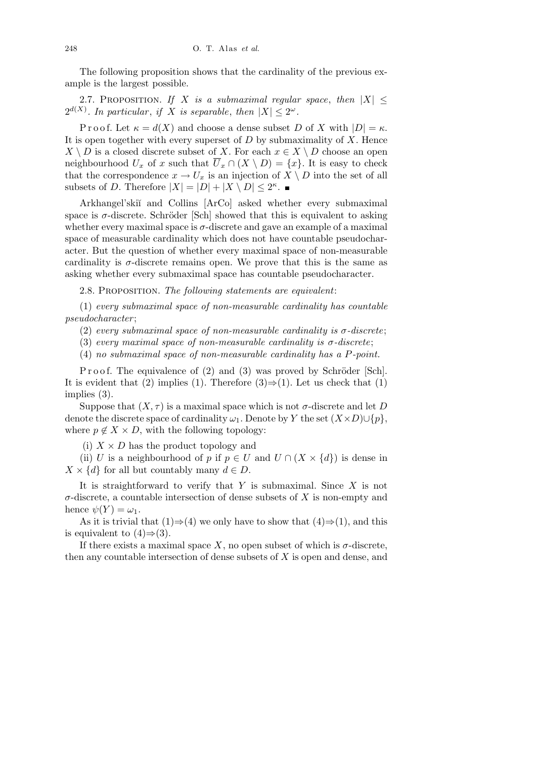The following proposition shows that the cardinality of the previous example is the largest possible.

2.7. Proposition. *If $X$ is a submaximal regular space*, *then* $|X| \leq 2^{d(X)}$. *In particular*, *if $X$ is separable*, *then* $|X| \leq 2^{\omega}$.

Proof. Let $\kappa = d(X)$ and choose a dense subset $D$ of $X$ with $|D| = \kappa$. It is open together with every superset of $D$ by submaximality of $X$. Hence $X \setminus D$ is a closed discrete subset of $X$. For each $x \in X \setminus D$ choose an open neighbourhood $U_x$ of $x$ such that $\overline{U}_x \cap (X \setminus D) = \{x\}$. It is easy to check that the correspondence $x \to U_x$ is an injection of $X \setminus D$ into the set of all subsets of $D$. Therefore $|X| = |D| + |X \setminus D| \leq 2^{\kappa}$. ∎

Arkhangel'skiĭ and Collins [ArCo] asked whether every submaximal space is $\sigma$-discrete. Schröder [Sch] showed that this is equivalent to asking whether every maximal space is $\sigma$-discrete and gave an example of a maximal space of measurable cardinality which does not have countable pseudocharacter. But the question of whether every maximal space of non-measurable cardinality is $\sigma$-discrete remains open. We prove that this is the same as asking whether every submaximal space has countable pseudocharacter.

2.8. Proposition. *The following statements are equivalent*:

(1) *every submaximal space of non-measurable cardinality has countable pseudocharacter*;

(2) *every submaximal space of non-measurable cardinality is $\sigma$-discrete*;

(3) *every maximal space of non-measurable cardinality is $\sigma$-discrete*;

(4) *no submaximal space of non-measurable cardinality has a $P$-point.*

Proof. The equivalence of (2) and (3) was proved by Schröder [Sch]. It is evident that (2) implies (1). Therefore (3)$\Rightarrow$(1). Let us check that (1) implies (3).

Suppose that $(X, \tau)$ is a maximal space which is not $\sigma$-discrete and let $D$ denote the discrete space of cardinality $\omega_1$. Denote by $Y$ the set $(X \times D) \cup \{p\}$, where $p \notin X \times D$, with the following topology:

(i) $X \times D$ has the product topology and

(ii) $U$ is a neighbourhood of $p$ if $p \in U$ and $U \cap (X \times \{d\})$ is dense in $X \times \{d\}$ for all but countably many $d \in D$.

It is straightforward to verify that $Y$ is submaximal. Since $X$ is not $\sigma$-discrete, a countable intersection of dense subsets of $X$ is non-empty and hence $\psi(Y) = \omega_1$.

As it is trivial that (1)$\Rightarrow$(4) we only have to show that (4)$\Rightarrow$(1), and this is equivalent to (4)$\Rightarrow$(3).

If there exists a maximal space $X$, no open subset of which is $\sigma$-discrete, then any countable intersection of dense subsets of $X$ is open and dense, and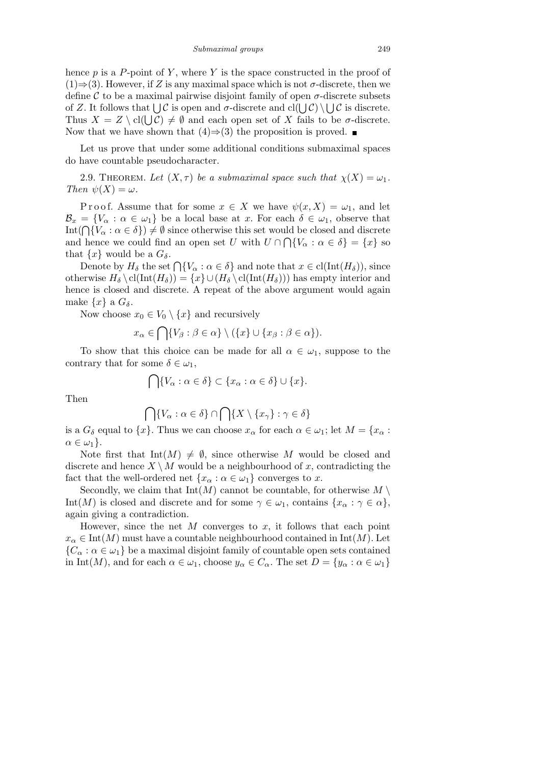hence $p$ is a $P$-point of $Y$, where $Y$ is the space constructed in the proof of (1)⇒(3). However, if $Z$ is any maximal space which is not $\sigma$-discrete, then we define $\mathcal{C}$ to be a maximal pairwise disjoint family of open $\sigma$-discrete subsets of $Z$. It follows that $\bigcup\mathcal{C}$ is open and $\sigma$-discrete and $\mathrm{cl}(\bigcup\mathcal{C})\setminus\bigcup\mathcal{C}$ is discrete. Thus $X = Z\setminus \mathrm{cl}(\bigcup\mathcal{C}) \neq \emptyset$ and each open set of $X$ fails to be $\sigma$-discrete. Now that we have shown that (4)⇒(3) the proposition is proved. ∎

Let us prove that under some additional conditions submaximal spaces do have countable pseudocharacter.

2.9. Theorem. *Let $(X,\tau)$ be a submaximal space such that $\chi(X) = \omega_1$. Then $\psi(X) = \omega$.*

Proof. Assume that for some $x \in X$ we have $\psi(x,X) = \omega_1$, and let $\mathcal{B}_x = \{V_\alpha : \alpha \in \omega_1\}$ be a local base at $x$. For each $\delta \in \omega_1$, observe that $\mathrm{Int}(\bigcap\{V_\alpha : \alpha\in\delta\}) \neq \emptyset$ since otherwise this set would be closed and discrete and hence we could find an open set $U$ with $U\cap\bigcap\{V_\alpha : \alpha\in\delta\} = \{x\}$ so that $\{x\}$ would be a $G_\delta$.

Denote by $H_\delta$ the set $\bigcap\{V_\alpha : \alpha\in\delta\}$ and note that $x\in \mathrm{cl}(\mathrm{Int}(H_\delta))$, since otherwise $H_\delta\setminus \mathrm{cl}(\mathrm{Int}(H_\delta)) = \{x\}\cup(H_\delta\setminus\mathrm{cl}(\mathrm{Int}(H_\delta)))$ has empty interior and hence is closed and discrete. A repeat of the above argument would again make $\{x\}$ a $G_\delta$.

Now choose $x_0\in V_0\setminus\{x\}$ and recursively

$$x_\alpha \in \bigcap\{V_\beta : \beta\in\alpha\}\setminus(\{x\}\cup\{x_\beta : \beta\in\alpha\}).$$

To show that this choice can be made for all $\alpha\in\omega_1$, suppose to the contrary that for some $\delta\in\omega_1$,

$$\bigcap\{V_\alpha : \alpha\in\delta\}\subset\{x_\alpha : \alpha\in\delta\}\cup\{x\}.$$

Then

$$\bigcap\{V_\alpha : \alpha\in\delta\}\cap\bigcap\{X\setminus\{x_\gamma\} : \gamma\in\delta\}$$

is a $G_\delta$ equal to $\{x\}$. Thus we can choose $x_\alpha$ for each $\alpha\in\omega_1$; let $M = \{x_\alpha : \alpha\in\omega_1\}$.

Note first that $\mathrm{Int}(M)\neq\emptyset$, since otherwise $M$ would be closed and discrete and hence $X\setminus M$ would be a neighbourhood of $x$, contradicting the fact that the well-ordered net $\{x_\alpha : \alpha\in\omega_1\}$ converges to $x$.

Secondly, we claim that $\mathrm{Int}(M)$ cannot be countable, for otherwise $M\setminus\mathrm{Int}(M)$ is closed and discrete and for some $\gamma\in\omega_1$, contains $\{x_\alpha : \gamma\in\alpha\}$, again giving a contradiction.

However, since the net $M$ converges to $x$, it follows that each point $x_\alpha\in\mathrm{Int}(M)$ must have a countable neighbourhood contained in $\mathrm{Int}(M)$. Let $\{C_\alpha : \alpha\in\omega_1\}$ be a maximal disjoint family of countable open sets contained in $\mathrm{Int}(M)$, and for each $\alpha\in\omega_1$, choose $y_\alpha\in C_\alpha$. The set $D = \{y_\alpha : \alpha\in\omega_1\}$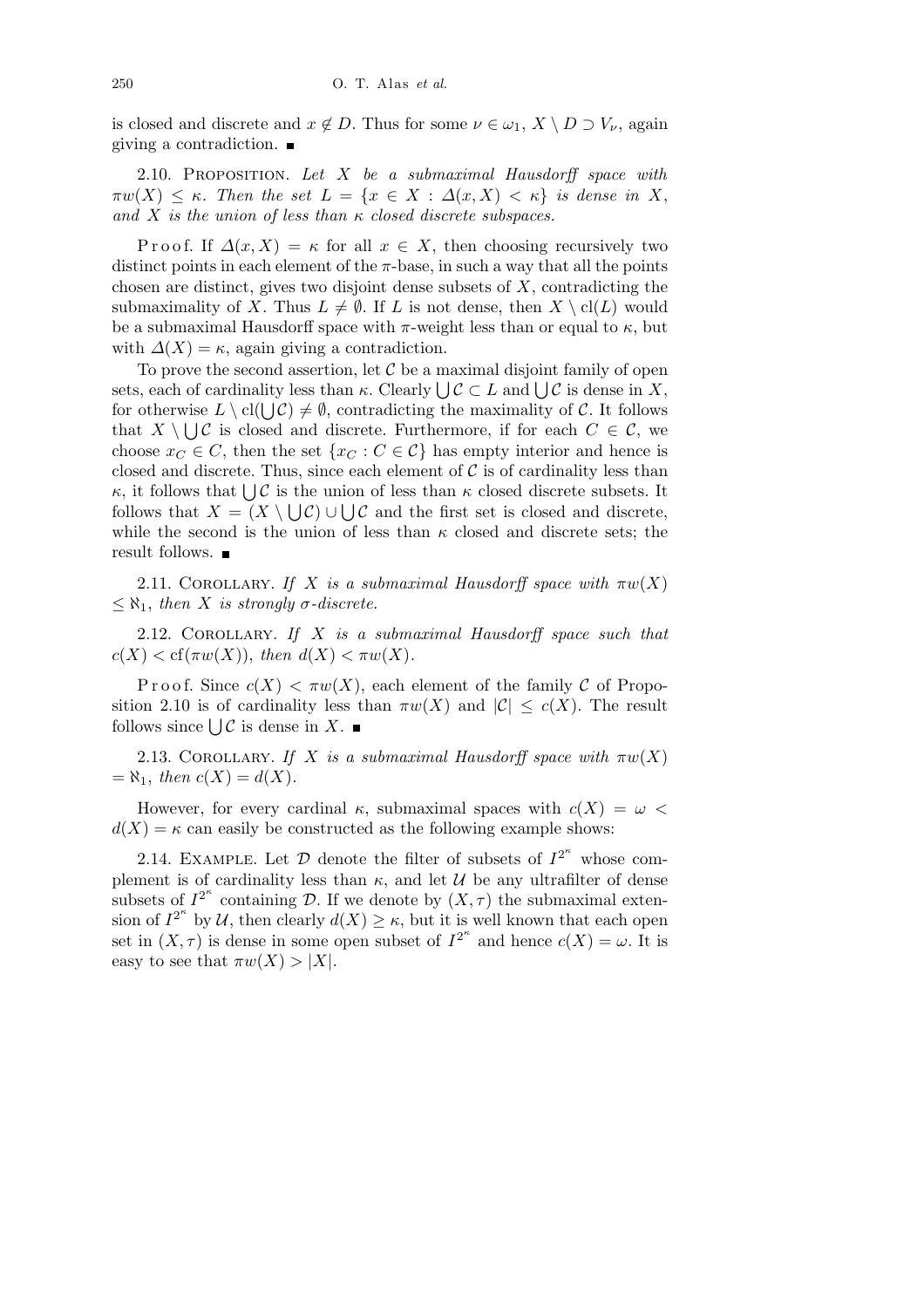is closed and discrete and $x \notin D$. Thus for some $\nu \in \omega_1$, $X \setminus D \supset V_\nu$, again giving a contradiction. ■

2.10. Proposition. *Let $X$ be a submaximal Hausdorff space with $\pi w(X) \leq \kappa$. Then the set $L = \{x \in X : \Delta(x, X) < \kappa\}$ is dense in $X$, and $X$ is the union of less than $\kappa$ closed discrete subspaces.*

Proof. If $\Delta(x, X) = \kappa$ for all $x \in X$, then choosing recursively two distinct points in each element of the $\pi$-base, in such a way that all the points chosen are distinct, gives two disjoint dense subsets of $X$, contradicting the submaximality of $X$. Thus $L \neq \emptyset$. If $L$ is not dense, then $X \setminus \mathrm{cl}(L)$ would be a submaximal Hausdorff space with $\pi$-weight less than or equal to $\kappa$, but with $\Delta(X) = \kappa$, again giving a contradiction.

To prove the second assertion, let $\mathcal{C}$ be a maximal disjoint family of open sets, each of cardinality less than $\kappa$. Clearly $\bigcup \mathcal{C} \subset L$ and $\bigcup \mathcal{C}$ is dense in $X$, for otherwise $L \setminus \mathrm{cl}(\bigcup \mathcal{C}) \neq \emptyset$, contradicting the maximality of $\mathcal{C}$. It follows that $X \setminus \bigcup \mathcal{C}$ is closed and discrete. Furthermore, if for each $C \in \mathcal{C}$, we choose $x_C \in C$, then the set $\{x_C : C \in \mathcal{C}\}$ has empty interior and hence is closed and discrete. Thus, since each element of $\mathcal{C}$ is of cardinality less than $\kappa$, it follows that $\bigcup \mathcal{C}$ is the union of less than $\kappa$ closed discrete subsets. It follows that $X = (X \setminus \bigcup \mathcal{C}) \cup \bigcup \mathcal{C}$ and the first set is closed and discrete, while the second is the union of less than $\kappa$ closed and discrete sets; the result follows. ■

2.11. Corollary. *If $X$ is a submaximal Hausdorff space with $\pi w(X) \leq \aleph_1$, then $X$ is strongly $\sigma$-discrete.*

2.12. Corollary. *If $X$ is a submaximal Hausdorff space such that $c(X) < \mathrm{cf}(\pi w(X))$, then $d(X) < \pi w(X)$.*

Proof. Since $c(X) < \pi w(X)$, each element of the family $\mathcal{C}$ of Proposition 2.10 is of cardinality less than $\pi w(X)$ and $|\mathcal{C}| \leq c(X)$. The result follows since $\bigcup \mathcal{C}$ is dense in $X$. ■

2.13. Corollary. *If $X$ is a submaximal Hausdorff space with $\pi w(X) = \aleph_1$, then $c(X) = d(X)$.*

However, for every cardinal $\kappa$, submaximal spaces with $c(X) = \omega < d(X) = \kappa$ can easily be constructed as the following example shows:

2.14. Example. Let $\mathcal{D}$ denote the filter of subsets of $I^{2^\kappa}$ whose complement is of cardinality less than $\kappa$, and let $\mathcal{U}$ be any ultrafilter of dense subsets of $I^{2^\kappa}$ containing $\mathcal{D}$. If we denote by $(X, \tau)$ the submaximal extension of $I^{2^\kappa}$ by $\mathcal{U}$, then clearly $d(X) \geq \kappa$, but it is well known that each open set in $(X, \tau)$ is dense in some open subset of $I^{2^\kappa}$ and hence $c(X) = \omega$. It is easy to see that $\pi w(X) > |X|$.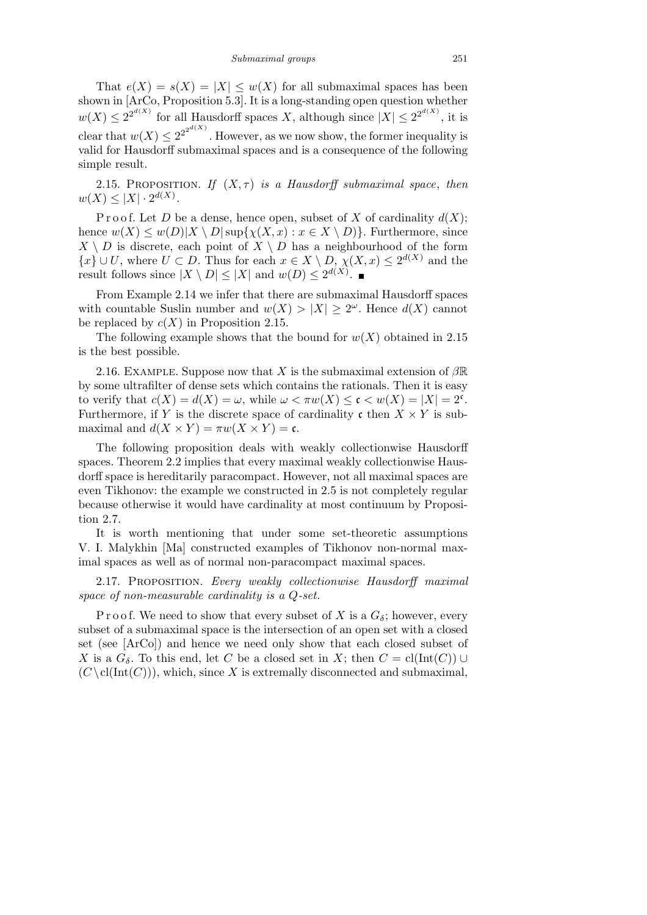That $e(X) = s(X) = |X| \le w(X)$ for all submaximal spaces has been shown in [ArCo, Proposition 5.3]. It is a long-standing open question whether $w(X) \le 2^{2^{d(X)}}$ for all Hausdorff spaces $X$, although since $|X| \le 2^{2^{d(X)}}$, it is clear that $w(X) \le 2^{2^{2^{d(X)}}}$. However, as we now show, the former inequality is valid for Hausdorff submaximal spaces and is a consequence of the following simple result.

2.15. Proposition. *If $(X, \tau)$ is a Hausdorff submaximal space, then $w(X) \le |X| \cdot 2^{d(X)}$.*

Proof. Let $D$ be a dense, hence open, subset of $X$ of cardinality $d(X)$; hence $w(X) \le w(D)|X \setminus D| \sup\{\chi(X,x) : x \in X \setminus D)\}$. Furthermore, since $X \setminus D$ is discrete, each point of $X \setminus D$ has a neighbourhood of the form $\{x\} \cup U$, where $U \subset D$. Thus for each $x \in X \setminus D$, $\chi(X,x) \le 2^{d(X)}$ and the result follows since $|X \setminus D| \le |X|$ and $w(D) \le 2^{d(X)}$. ∎

From Example 2.14 we infer that there are submaximal Hausdorff spaces with countable Suslin number and $w(X) > |X| \ge 2^{\omega}$. Hence $d(X)$ cannot be replaced by $c(X)$ in Proposition 2.15.

The following example shows that the bound for $w(X)$ obtained in 2.15 is the best possible.

2.16. Example. Suppose now that $X$ is the submaximal extension of $\beta\mathbb{R}$ by some ultrafilter of dense sets which contains the rationals. Then it is easy to verify that $c(X) = d(X) = \omega$, while $\omega < \pi w(X) \le \mathfrak{c} < w(X) = |X| = 2^{\mathfrak{c}}$. Furthermore, if $Y$ is the discrete space of cardinality $\mathfrak{c}$ then $X \times Y$ is submaximal and $d(X \times Y) = \pi w(X \times Y) = \mathfrak{c}$.

The following proposition deals with weakly collectionwise Hausdorff spaces. Theorem 2.2 implies that every maximal weakly collectionwise Hausdorff space is hereditarily paracompact. However, not all maximal spaces are even Tikhonov: the example we constructed in 2.5 is not completely regular because otherwise it would have cardinality at most continuum by Proposition 2.7.

It is worth mentioning that under some set-theoretic assumptions V. I. Malykhin [Ma] constructed examples of Tikhonov non-normal maximal spaces as well as of normal non-paracompact maximal spaces.

2.17. Proposition. *Every weakly collectionwise Hausdorff maximal space of non-measurable cardinality is a $Q$-set.*

Proof. We need to show that every subset of $X$ is a $G_\delta$; however, every subset of a submaximal space is the intersection of an open set with a closed set (see [ArCo]) and hence we need only show that each closed subset of $X$ is a $G_\delta$. To this end, let $C$ be a closed set in $X$; then $C = \mathrm{cl}(\mathrm{Int}(C)) \cup (C \setminus \mathrm{cl}(\mathrm{Int}(C)))$, which, since $X$ is extremally disconnected and submaximal,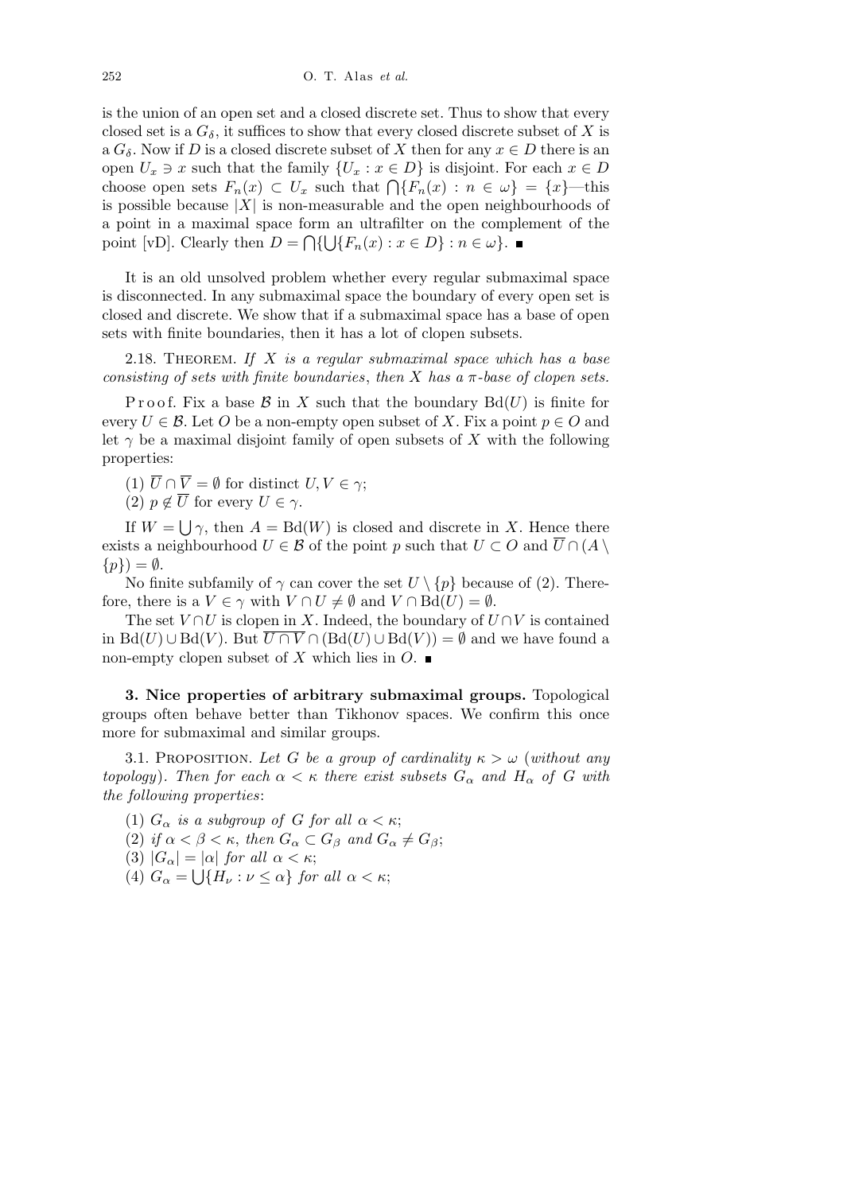is the union of an open set and a closed discrete set. Thus to show that every closed set is a $G_\delta$, it suffices to show that every closed discrete subset of $X$ is a $G_\delta$. Now if $D$ is a closed discrete subset of $X$ then for any $x \in D$ there is an open $U_x \ni x$ such that the family $\{U_x : x \in D\}$ is disjoint. For each $x \in D$ choose open sets $F_n(x) \subset U_x$ such that $\bigcap\{F_n(x) : n \in \omega\} = \{x\}$—this is possible because $|X|$ is non-measurable and the open neighbourhoods of a point in a maximal space form an ultrafilter on the complement of the point [vD]. Clearly then $D = \bigcap\{\bigcup\{F_n(x) : x \in D\} : n \in \omega\}$. ∎

It is an old unsolved problem whether every regular submaximal space is disconnected. In any submaximal space the boundary of every open set is closed and discrete. We show that if a submaximal space has a base of open sets with finite boundaries, then it has a lot of clopen subsets.

2.18. Theorem. *If $X$ is a regular submaximal space which has a base consisting of sets with finite boundaries, then $X$ has a $\pi$-base of clopen sets.*

Proof. Fix a base $\mathcal{B}$ in $X$ such that the boundary $\mathrm{Bd}(U)$ is finite for every $U \in \mathcal{B}$. Let $O$ be a non-empty open subset of $X$. Fix a point $p \in O$ and let $\gamma$ be a maximal disjoint family of open subsets of $X$ with the following properties:

(1) $\overline{U} \cap \overline{V} = \emptyset$ for distinct $U, V \in \gamma$;

(2) $p \notin \overline{U}$ for every $U \in \gamma$.

If $W = \bigcup \gamma$, then $A = \mathrm{Bd}(W)$ is closed and discrete in $X$. Hence there exists a neighbourhood $U \in \mathcal{B}$ of the point $p$ such that $U \subset O$ and $\overline{U} \cap (A \setminus \{p\}) = \emptyset$.

No finite subfamily of $\gamma$ can cover the set $U \setminus \{p\}$ because of (2). Therefore, there is a $V \in \gamma$ with $V \cap U \neq \emptyset$ and $V \cap \mathrm{Bd}(U) = \emptyset$.

The set $V \cap U$ is clopen in $X$. Indeed, the boundary of $U \cap V$ is contained in $\mathrm{Bd}(U) \cup \mathrm{Bd}(V)$. But $\overline{U \cap V} \cap (\mathrm{Bd}(U) \cup \mathrm{Bd}(V)) = \emptyset$ and we have found a non-empty clopen subset of $X$ which lies in $O$. ∎

**3. Nice properties of arbitrary submaximal groups.** Topological groups often behave better than Tikhonov spaces. We confirm this once more for submaximal and similar groups.

3.1. Proposition. *Let $G$ be a group of cardinality $\kappa > \omega$* (*without any topology*). *Then for each $\alpha < \kappa$ there exist subsets $G_\alpha$ and $H_\alpha$ of $G$ with the following properties*:

(1) *$G_\alpha$ is a subgroup of $G$ for all $\alpha < \kappa$*;

(2) *if $\alpha < \beta < \kappa$, then $G_\alpha \subset G_\beta$ and $G_\alpha \neq G_\beta$*;

(3) *$|G_\alpha| = |\alpha|$ for all $\alpha < \kappa$*;

(4) *$G_\alpha = \bigcup\{H_\nu : \nu \leq \alpha\}$ for all $\alpha < \kappa$*;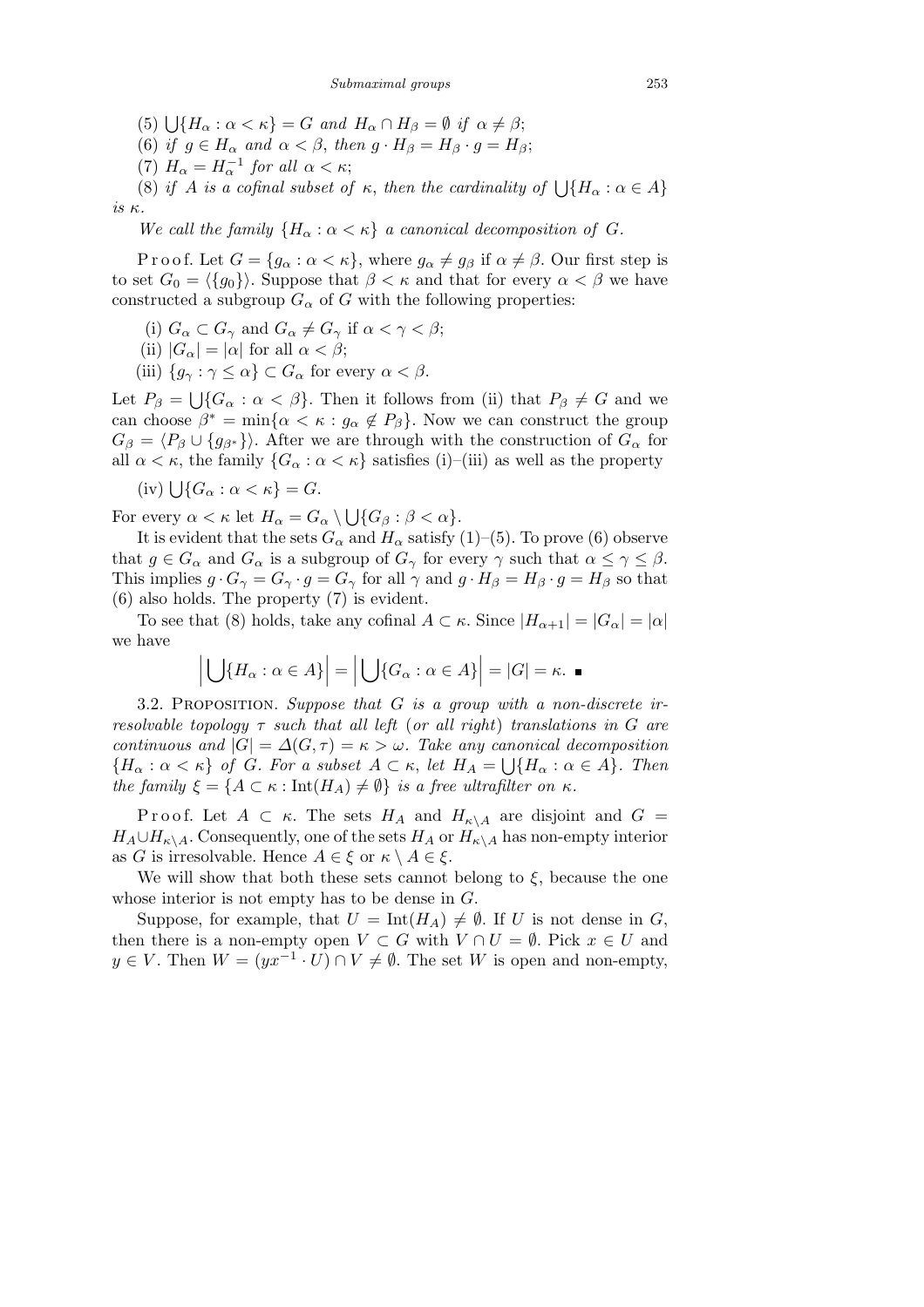(5) $\bigcup\{H_\alpha : \alpha < \kappa\} = G$ *and* $H_\alpha \cap H_\beta = \emptyset$ *if* $\alpha \neq \beta$;

(6) *if* $g \in H_\alpha$ *and* $\alpha < \beta$, *then* $g \cdot H_\beta = H_\beta \cdot g = H_\beta$;

(7) $H_\alpha = H_\alpha^{-1}$ *for all* $\alpha < \kappa$;

(8) *if* $A$ *is a cofinal subset of* $\kappa$, *then the cardinality of* $\bigcup\{H_\alpha : \alpha \in A\}$ *is* $\kappa$.

*We call the family* $\{H_\alpha : \alpha < \kappa\}$ *a canonical decomposition of* $G$.

Proof. Let $G = \{g_\alpha : \alpha < \kappa\}$, where $g_\alpha \neq g_\beta$ if $\alpha \neq \beta$. Our first step is to set $G_0 = \langle\{g_0\}\rangle$. Suppose that $\beta < \kappa$ and that for every $\alpha < \beta$ we have constructed a subgroup $G_\alpha$ of $G$ with the following properties:

(i) $G_\alpha \subset G_\gamma$ and $G_\alpha \neq G_\gamma$ if $\alpha < \gamma < \beta$;

(ii) $|G_\alpha| = |\alpha|$ for all $\alpha < \beta$;

(iii) $\{g_\gamma : \gamma \leq \alpha\} \subset G_\alpha$ for every $\alpha < \beta$.

Let $P_\beta = \bigcup\{G_\alpha : \alpha < \beta\}$. Then it follows from (ii) that $P_\beta \neq G$ and we can choose $\beta^* = \min\{\alpha < \kappa : g_\alpha \notin P_\beta\}$. Now we can construct the group $G_\beta = \langle P_\beta \cup \{g_{\beta^*}\}\rangle$. After we are through with the construction of $G_\alpha$ for all $\alpha < \kappa$, the family $\{G_\alpha : \alpha < \kappa\}$ satisfies (i)–(iii) as well as the property

(iv) $\bigcup\{G_\alpha : \alpha < \kappa\} = G$.

For every $\alpha < \kappa$ let $H_\alpha = G_\alpha \setminus \bigcup\{G_\beta : \beta < \alpha\}$.

It is evident that the sets $G_\alpha$ and $H_\alpha$ satisfy (1)–(5). To prove (6) observe that $g \in G_\alpha$ and $G_\alpha$ is a subgroup of $G_\gamma$ for every $\gamma$ such that $\alpha \leq \gamma \leq \beta$. This implies $g \cdot G_\gamma = G_\gamma \cdot g = G_\gamma$ for all $\gamma$ and $g \cdot H_\beta = H_\beta \cdot g = H_\beta$ so that (6) also holds. The property (7) is evident.

To see that (8) holds, take any cofinal $A \subset \kappa$. Since $|H_{\alpha+1}| = |G_\alpha| = |\alpha|$ we have

$$\Big|\bigcup\{H_\alpha : \alpha \in A\}\Big| = \Big|\bigcup\{G_\alpha : \alpha \in A\}\Big| = |G| = \kappa. \ \blacksquare$$

3.2. Proposition. *Suppose that* $G$ *is a group with a non-discrete irresolvable topology* $\tau$ *such that all left* (*or all right*) *translations in* $G$ *are continuous and* $|G| = \Delta(G, \tau) = \kappa > \omega$. *Take any canonical decomposition* $\{H_\alpha : \alpha < \kappa\}$ *of* $G$. *For a subset* $A \subset \kappa$, *let* $H_A = \bigcup\{H_\alpha : \alpha \in A\}$. *Then the family* $\xi = \{A \subset \kappa : \mathrm{Int}(H_A) \neq \emptyset\}$ *is a free ultrafilter on* $\kappa$.

Proof. Let $A \subset \kappa$. The sets $H_A$ and $H_{\kappa\setminus A}$ are disjoint and $G = H_A \cup H_{\kappa\setminus A}$. Consequently, one of the sets $H_A$ or $H_{\kappa\setminus A}$ has non-empty interior as $G$ is irresolvable. Hence $A \in \xi$ or $\kappa \setminus A \in \xi$.

We will show that both these sets cannot belong to $\xi$, because the one whose interior is not empty has to be dense in $G$.

Suppose, for example, that $U = \mathrm{Int}(H_A) \neq \emptyset$. If $U$ is not dense in $G$, then there is a non-empty open $V \subset G$ with $V \cap U = \emptyset$. Pick $x \in U$ and $y \in V$. Then $W = (yx^{-1} \cdot U) \cap V \neq \emptyset$. The set $W$ is open and non-empty,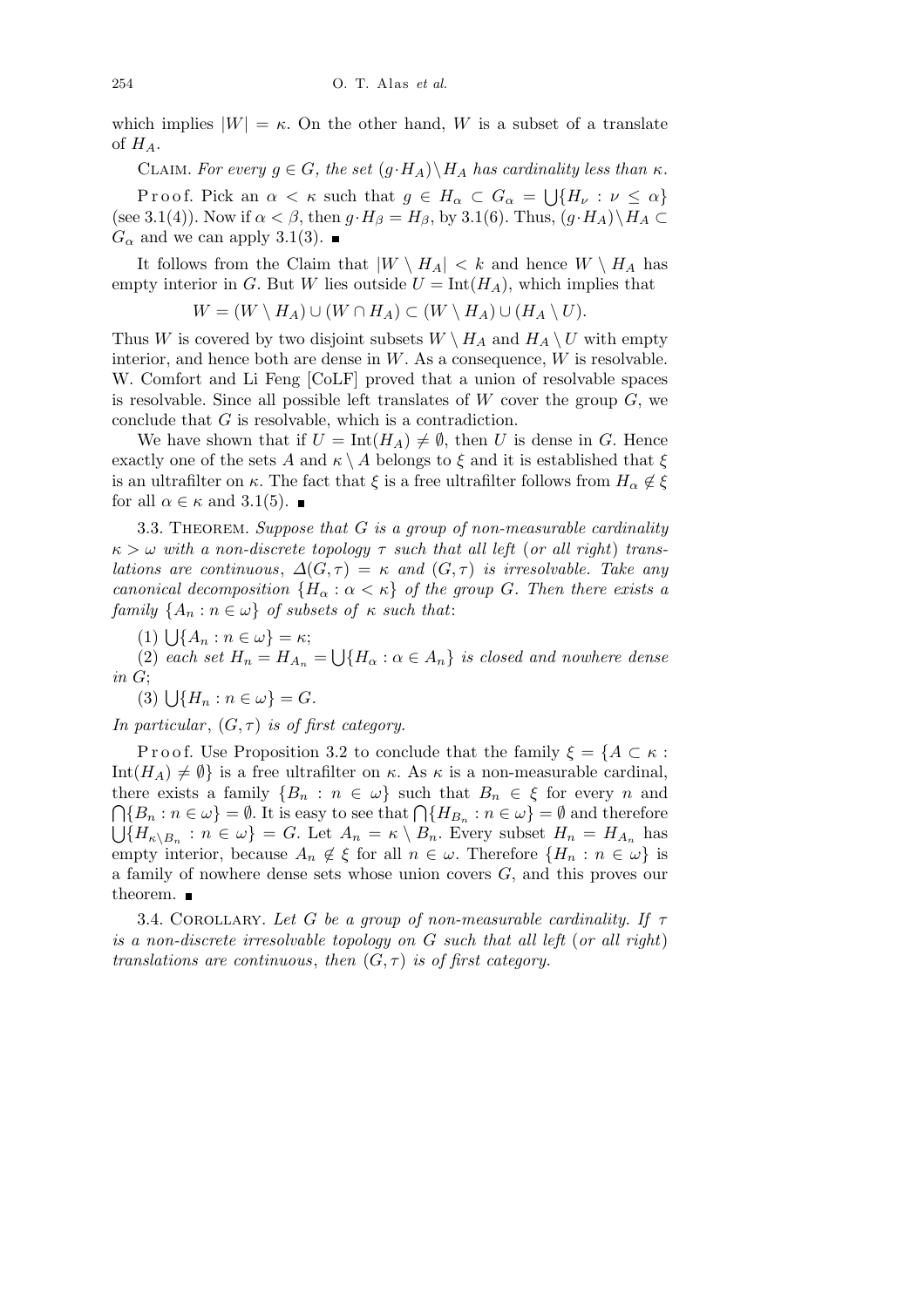which implies $|W| = \kappa$. On the other hand, $W$ is a subset of a translate of $H_A$.

Claim. *For every $g \in G$, the set $(g \cdot H_A) \setminus H_A$ has cardinality less than $\kappa$.*

Proof. Pick an $\alpha < \kappa$ such that $g \in H_\alpha \subset G_\alpha = \bigcup\{H_\nu : \nu \le \alpha\}$ (see 3.1(4)). Now if $\alpha < \beta$, then $g \cdot H_\beta = H_\beta$, by 3.1(6). Thus, $(g \cdot H_A) \setminus H_A \subset G_\alpha$ and we can apply 3.1(3). ∎

It follows from the Claim that $|W \setminus H_A| < k$ and hence $W \setminus H_A$ has empty interior in $G$. But $W$ lies outside $U = \mathrm{Int}(H_A)$, which implies that

$$W = (W \setminus H_A) \cup (W \cap H_A) \subset (W \setminus H_A) \cup (H_A \setminus U).$$

Thus $W$ is covered by two disjoint subsets $W \setminus H_A$ and $H_A \setminus U$ with empty interior, and hence both are dense in $W$. As a consequence, $W$ is resolvable. W. Comfort and Li Feng [CoLF] proved that a union of resolvable spaces is resolvable. Since all possible left translates of $W$ cover the group $G$, we conclude that $G$ is resolvable, which is a contradiction.

We have shown that if $U = \mathrm{Int}(H_A) \neq \emptyset$, then $U$ is dense in $G$. Hence exactly one of the sets $A$ and $\kappa \setminus A$ belongs to $\xi$ and it is established that $\xi$ is an ultrafilter on $\kappa$. The fact that $\xi$ is a free ultrafilter follows from $H_\alpha \notin \xi$ for all $\alpha \in \kappa$ and 3.1(5). ∎

3.3. Theorem. *Suppose that $G$ is a group of non-measurable cardinality $\kappa > \omega$ with a non-discrete topology $\tau$ such that all left* (*or all right*) *translations are continuous*, *$\Delta(G, \tau) = \kappa$ and $(G, \tau)$ is irresolvable. Take any canonical decomposition $\{H_\alpha : \alpha < \kappa\}$ of the group $G$. Then there exists a family $\{A_n : n \in \omega\}$ of subsets of $\kappa$ such that*:

(1) $\bigcup\{A_n : n \in \omega\} = \kappa$;

(2) *each set $H_n = H_{A_n} = \bigcup\{H_\alpha : \alpha \in A_n\}$ is closed and nowhere dense in $G$*;

(3) $\bigcup\{H_n : n \in \omega\} = G$.

*In particular*, *$(G, \tau)$ is of first category.*

Proof. Use Proposition 3.2 to conclude that the family $\xi = \{A \subset \kappa : \mathrm{Int}(H_A) \neq \emptyset\}$ is a free ultrafilter on $\kappa$. As $\kappa$ is a non-measurable cardinal, there exists a family $\{B_n : n \in \omega\}$ such that $B_n \in \xi$ for every $n$ and $\bigcap\{B_n : n \in \omega\} = \emptyset$. It is easy to see that $\bigcap\{H_{B_n} : n \in \omega\} = \emptyset$ and therefore $\bigcup\{H_{\kappa \setminus B_n} : n \in \omega\} = G$. Let $A_n = \kappa \setminus B_n$. Every subset $H_n = H_{A_n}$ has empty interior, because $A_n \notin \xi$ for all $n \in \omega$. Therefore $\{H_n : n \in \omega\}$ is a family of nowhere dense sets whose union covers $G$, and this proves our theorem. ∎

3.4. Corollary. *Let $G$ be a group of non-measurable cardinality. If $\tau$ is a non-discrete irresolvable topology on $G$ such that all left* (*or all right*) *translations are continuous*, *then $(G, \tau)$ is of first category.*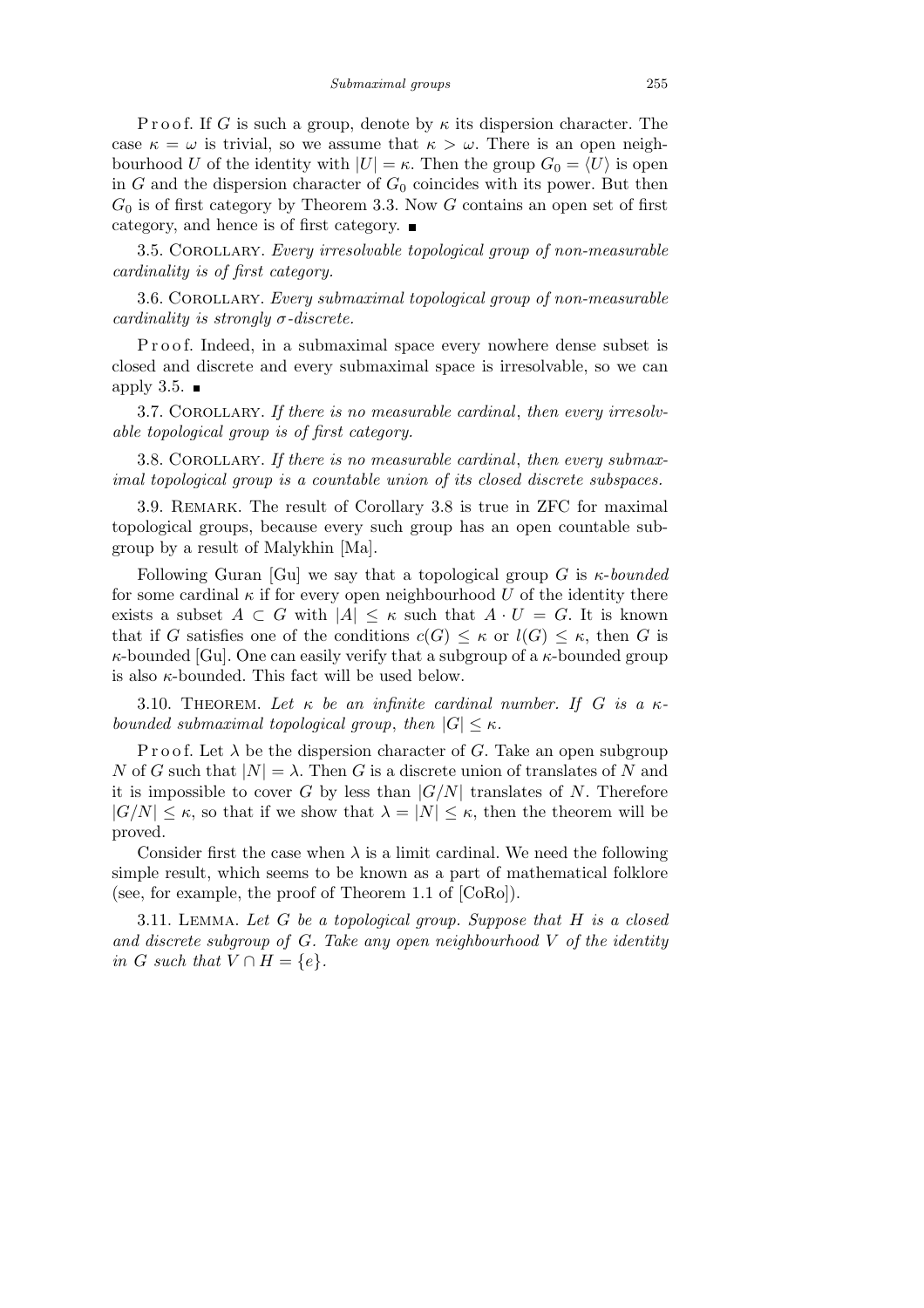Proof. If $G$ is such a group, denote by $\kappa$ its dispersion character. The case $\kappa = \omega$ is trivial, so we assume that $\kappa > \omega$. There is an open neighbourhood $U$ of the identity with $|U| = \kappa$. Then the group $G_0 = \langle U \rangle$ is open in $G$ and the dispersion character of $G_0$ coincides with its power. But then $G_0$ is of first category by Theorem 3.3. Now $G$ contains an open set of first category, and hence is of first category. ■

3.5. Corollary. *Every irresolvable topological group of non-measurable cardinality is of first category.*

3.6. Corollary. *Every submaximal topological group of non-measurable cardinality is strongly $\sigma$-discrete.*

Proof. Indeed, in a submaximal space every nowhere dense subset is closed and discrete and every submaximal space is irresolvable, so we can apply 3.5. ■

3.7. Corollary. *If there is no measurable cardinal, then every irresolvable topological group is of first category.*

3.8. Corollary. *If there is no measurable cardinal, then every submaximal topological group is a countable union of its closed discrete subspaces.*

3.9. Remark. The result of Corollary 3.8 is true in ZFC for maximal topological groups, because every such group has an open countable subgroup by a result of Malykhin [Ma].

Following Guran [Gu] we say that a topological group $G$ is *$\kappa$-bounded* for some cardinal $\kappa$ if for every open neighbourhood $U$ of the identity there exists a subset $A \subset G$ with $|A| \le \kappa$ such that $A \cdot U = G$. It is known that if $G$ satisfies one of the conditions $c(G) \le \kappa$ or $l(G) \le \kappa$, then $G$ is $\kappa$-bounded [Gu]. One can easily verify that a subgroup of a $\kappa$-bounded group is also $\kappa$-bounded. This fact will be used below.

3.10. Theorem. *Let $\kappa$ be an infinite cardinal number. If $G$ is a $\kappa$-bounded submaximal topological group, then $|G| \le \kappa$.*

Proof. Let $\lambda$ be the dispersion character of $G$. Take an open subgroup $N$ of $G$ such that $|N| = \lambda$. Then $G$ is a discrete union of translates of $N$ and it is impossible to cover $G$ by less than $|G/N|$ translates of $N$. Therefore $|G/N| \le \kappa$, so that if we show that $\lambda = |N| \le \kappa$, then the theorem will be proved.

Consider first the case when $\lambda$ is a limit cardinal. We need the following simple result, which seems to be known as a part of mathematical folklore (see, for example, the proof of Theorem 1.1 of [CoRo]).

3.11. Lemma. *Let $G$ be a topological group. Suppose that $H$ is a closed and discrete subgroup of $G$. Take any open neighbourhood $V$ of the identity in $G$ such that $V \cap H = \{e\}$.*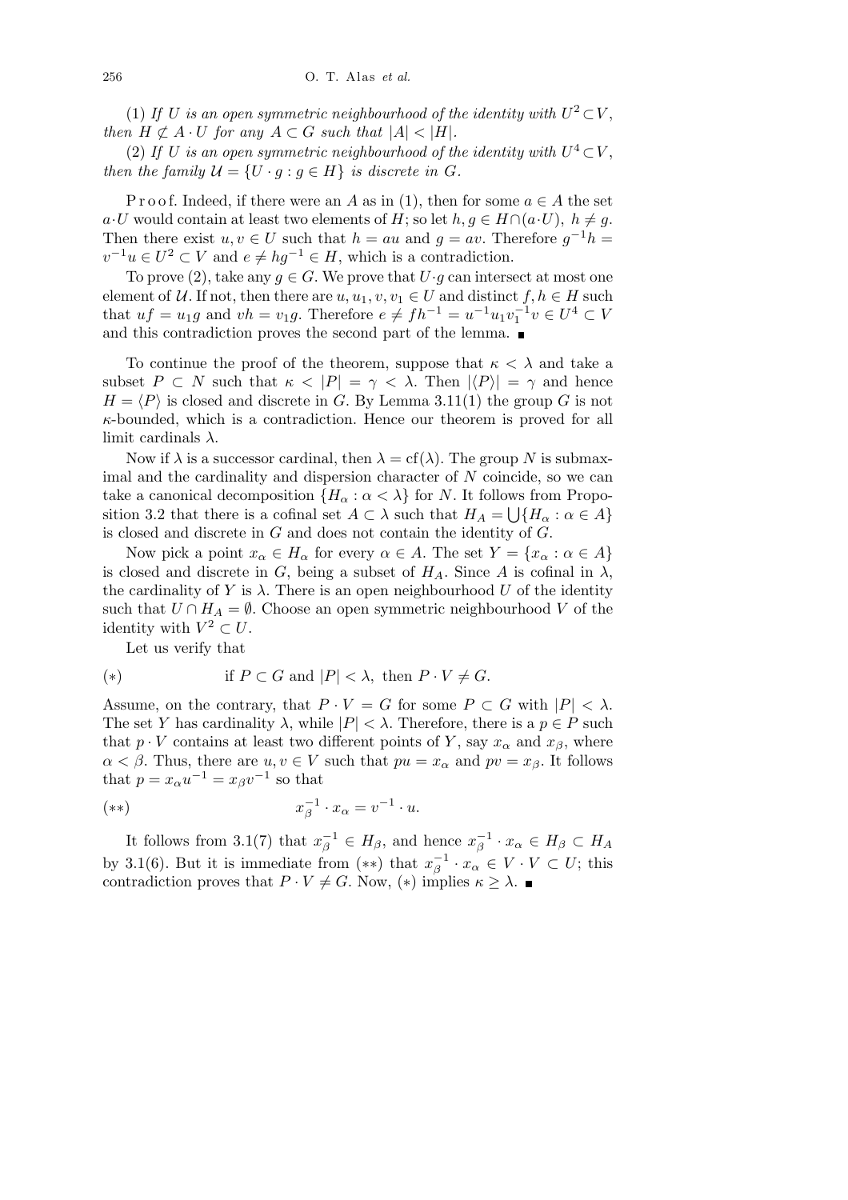(1) *If $U$ is an open symmetric neighbourhood of the identity with $U^2 \subset V$, then $H \not\subset A \cdot U$ for any $A \subset G$ such that $|A| < |H|$.*

(2) *If $U$ is an open symmetric neighbourhood of the identity with $U^4 \subset V$, then the family $\mathcal{U} = \{U \cdot g : g \in H\}$ is discrete in $G$.*

Proof. Indeed, if there were an $A$ as in (1), then for some $a \in A$ the set $a \cdot U$ would contain at least two elements of $H$; so let $h, g \in H \cap (a \cdot U)$, $h \neq g$. Then there exist $u, v \in U$ such that $h = au$ and $g = av$. Therefore $g^{-1}h = v^{-1}u \in U^2 \subset V$ and $e \neq hg^{-1} \in H$, which is a contradiction.

To prove (2), take any $g \in G$. We prove that $U \cdot g$ can intersect at most one element of $\mathcal{U}$. If not, then there are $u, u_1, v, v_1 \in U$ and distinct $f, h \in H$ such that $uf = u_1 g$ and $vh = v_1 g$. Therefore $e \neq fh^{-1} = u^{-1}u_1 v_1^{-1} v \in U^4 \subset V$ and this contradiction proves the second part of the lemma. ∎

To continue the proof of the theorem, suppose that $\kappa < \lambda$ and take a subset $P \subset N$ such that $\kappa < |P| = \gamma < \lambda$. Then $|\langle P \rangle| = \gamma$ and hence $H = \langle P \rangle$ is closed and discrete in $G$. By Lemma 3.11(1) the group $G$ is not $\kappa$-bounded, which is a contradiction. Hence our theorem is proved for all limit cardinals $\lambda$.

Now if $\lambda$ is a successor cardinal, then $\lambda = \mathrm{cf}(\lambda)$. The group $N$ is submaximal and the cardinality and dispersion character of $N$ coincide, so we can take a canonical decomposition $\{H_\alpha : \alpha < \lambda\}$ for $N$. It follows from Proposition 3.2 that there is a cofinal set $A \subset \lambda$ such that $H_A = \bigcup\{H_\alpha : \alpha \in A\}$ is closed and discrete in $G$ and does not contain the identity of $G$.

Now pick a point $x_\alpha \in H_\alpha$ for every $\alpha \in A$. The set $Y = \{x_\alpha : \alpha \in A\}$ is closed and discrete in $G$, being a subset of $H_A$. Since $A$ is cofinal in $\lambda$, the cardinality of $Y$ is $\lambda$. There is an open neighbourhood $U$ of the identity such that $U \cap H_A = \emptyset$. Choose an open symmetric neighbourhood $V$ of the identity with $V^2 \subset U$.

Let us verify that

$$(*) \qquad \text{if } P \subset G \text{ and } |P| < \lambda, \text{ then } P \cdot V \neq G.$$

Assume, on the contrary, that $P \cdot V = G$ for some $P \subset G$ with $|P| < \lambda$. The set $Y$ has cardinality $\lambda$, while $|P| < \lambda$. Therefore, there is a $p \in P$ such that $p \cdot V$ contains at least two different points of $Y$, say $x_\alpha$ and $x_\beta$, where $\alpha < \beta$. Thus, there are $u, v \in V$ such that $pu = x_\alpha$ and $pv = x_\beta$. It follows that $p = x_\alpha u^{-1} = x_\beta v^{-1}$ so that

$$(**) \qquad x_\beta^{-1} \cdot x_\alpha = v^{-1} \cdot u.$$

It follows from 3.1(7) that $x_\beta^{-1} \in H_\beta$, and hence $x_\beta^{-1} \cdot x_\alpha \in H_\beta \subset H_A$ by 3.1(6). But it is immediate from $(**)$ that $x_\beta^{-1} \cdot x_\alpha \in V \cdot V \subset U$; this contradiction proves that $P \cdot V \neq G$. Now, $(*)$ implies $\kappa \geq \lambda$. ∎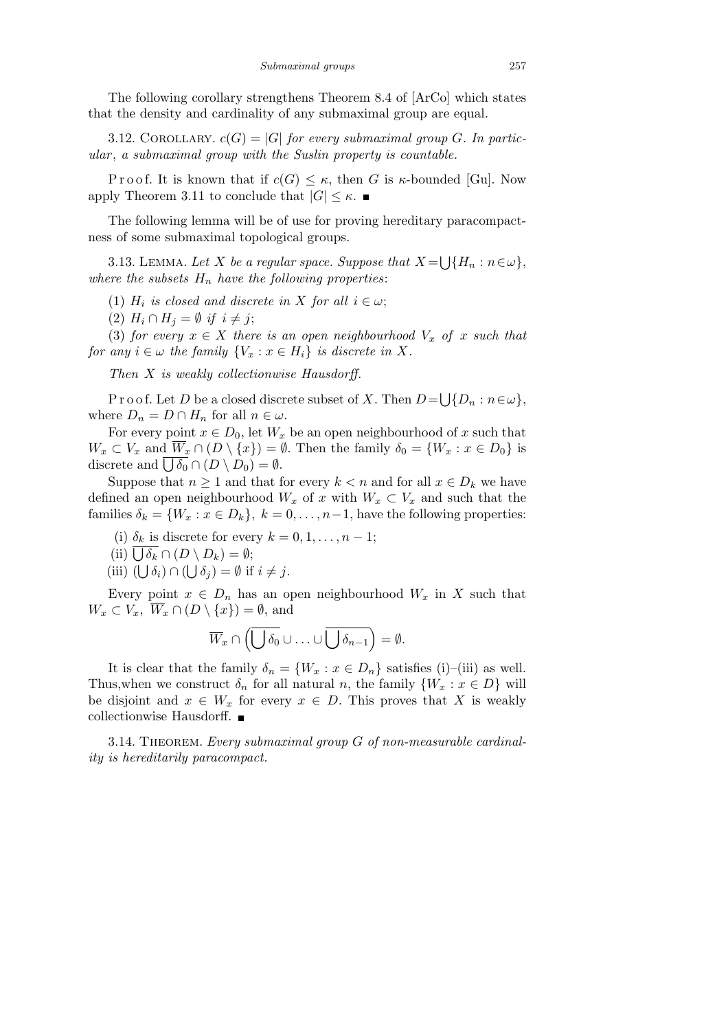The following corollary strengthens Theorem 8.4 of [ArCo] which states that the density and cardinality of any submaximal group are equal.

3.12. Corollary. *$c(G) = |G|$ for every submaximal group $G$. In particular, a submaximal group with the Suslin property is countable.*

Proof. It is known that if $c(G) \le \kappa$, then $G$ is $\kappa$-bounded [Gu]. Now apply Theorem 3.11 to conclude that $|G| \le \kappa$. ∎

The following lemma will be of use for proving hereditary paracompactness of some submaximal topological groups.

3.13. Lemma. *Let $X$ be a regular space. Suppose that $X = \bigcup\{H_n : n \in \omega\}$, where the subsets $H_n$ have the following properties*:

(1) *$H_i$ is closed and discrete in $X$ for all $i \in \omega$;*

(2) *$H_i \cap H_j = \emptyset$ if $i \neq j$;*

(3) *for every $x \in X$ there is an open neighbourhood $V_x$ of $x$ such that for any $i \in \omega$ the family $\{V_x : x \in H_i\}$ is discrete in $X$.*

*Then $X$ is weakly collectionwise Hausdorff.*

Proof. Let $D$ be a closed discrete subset of $X$. Then $D = \bigcup\{D_n : n \in \omega\}$, where $D_n = D \cap H_n$ for all $n \in \omega$.

For every point $x \in D_0$, let $W_x$ be an open neighbourhood of $x$ such that $W_x \subset V_x$ and $\overline{W}_x \cap (D \setminus \{x\}) = \emptyset$. Then the family $\delta_0 = \{W_x : x \in D_0\}$ is discrete and $\overline{\bigcup \delta_0} \cap (D \setminus D_0) = \emptyset$.

Suppose that $n \ge 1$ and that for every $k < n$ and for all $x \in D_k$ we have defined an open neighbourhood $W_x$ of $x$ with $W_x \subset V_x$ and such that the families $\delta_k = \{W_x : x \in D_k\}$, $k = 0, 1, \ldots, n-1$, have the following properties:

(i) $\delta_k$ is discrete for every $k = 0, 1, \ldots, n-1$;

(ii) $\overline{\bigcup \delta_k} \cap (D \setminus D_k) = \emptyset$;

(iii) $(\bigcup \delta_i) \cap (\bigcup \delta_j) = \emptyset$ if $i \neq j$.

Every point $x \in D_n$ has an open neighbourhood $W_x$ in $X$ such that $W_x \subset V_x$, $\overline{W}_x \cap (D \setminus \{x\}) = \emptyset$, and

$$\overline{W}_x \cap \left(\overline{\bigcup \delta_0} \cup \ldots \cup \overline{\bigcup \delta_{n-1}}\right) = \emptyset.$$

It is clear that the family $\delta_n = \{W_x : x \in D_n\}$ satisfies (i)–(iii) as well. Thus, when we construct $\delta_n$ for all natural $n$, the family $\{W_x : x \in D\}$ will be disjoint and $x \in W_x$ for every $x \in D$. This proves that $X$ is weakly collectionwise Hausdorff. ∎

3.14. Theorem. *Every submaximal group $G$ of non-measurable cardinality is hereditarily paracompact.*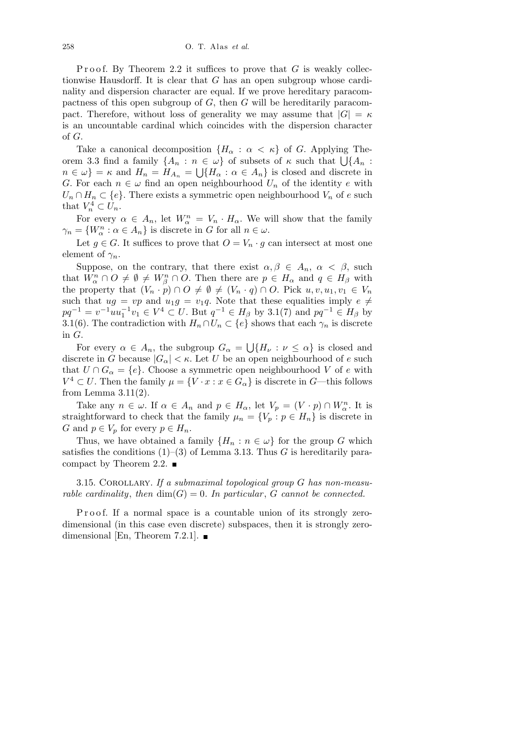Proof. By Theorem 2.2 it suffices to prove that $G$ is weakly collectionwise Hausdorff. It is clear that $G$ has an open subgroup whose cardinality and dispersion character are equal. If we prove hereditary paracompactness of this open subgroup of $G$, then $G$ will be hereditarily paracompact. Therefore, without loss of generality we may assume that $|G| = \kappa$ is an uncountable cardinal which coincides with the dispersion character of $G$.

Take a canonical decomposition $\{H_\alpha : \alpha < \kappa\}$ of $G$. Applying Theorem 3.3 find a family $\{A_n : n \in \omega\}$ of subsets of $\kappa$ such that $\bigcup\{A_n : n \in \omega\} = \kappa$ and $H_n = H_{A_n} = \bigcup\{H_\alpha : \alpha \in A_n\}$ is closed and discrete in $G$. For each $n \in \omega$ find an open neighbourhood $U_n$ of the identity $e$ with $U_n \cap H_n \subset \{e\}$. There exists a symmetric open neighbourhood $V_n$ of $e$ such that $V_n^4 \subset U_n$.

For every $\alpha \in A_n$, let $W_\alpha^n = V_n \cdot H_\alpha$. We will show that the family $\gamma_n = \{W_\alpha^n : \alpha \in A_n\}$ is discrete in $G$ for all $n \in \omega$.

Let $g \in G$. It suffices to prove that $O = V_n \cdot g$ can intersect at most one element of $\gamma_n$.

Suppose, on the contrary, that there exist $\alpha, \beta \in A_n$, $\alpha < \beta$, such that $W_\alpha^n \cap O \neq \emptyset \neq W_\beta^n \cap O$. Then there are $p \in H_\alpha$ and $q \in H_\beta$ with the property that $(V_n \cdot p) \cap O \neq \emptyset \neq (V_n \cdot q) \cap O$. Pick $u, v, u_1, v_1 \in V_n$ such that $ug = vp$ and $u_1 g = v_1 q$. Note that these equalities imply $e \neq pq^{-1} = v^{-1}uu_1^{-1}v_1 \in V^4 \subset U$. But $q^{-1} \in H_\beta$ by 3.1(7) and $pq^{-1} \in H_\beta$ by 3.1(6). The contradiction with $H_n \cap U_n \subset \{e\}$ shows that each $\gamma_n$ is discrete in $G$.

For every $\alpha \in A_n$, the subgroup $G_\alpha = \bigcup\{H_\nu : \nu \leq \alpha\}$ is closed and discrete in $G$ because $|G_\alpha| < \kappa$. Let $U$ be an open neighbourhood of $e$ such that $U \cap G_\alpha = \{e\}$. Choose a symmetric open neighbourhood $V$ of $e$ with $V^4 \subset U$. Then the family $\mu = \{V \cdot x : x \in G_\alpha\}$ is discrete in $G$—this follows from Lemma 3.11(2).

Take any $n \in \omega$. If $\alpha \in A_n$ and $p \in H_\alpha$, let $V_p = (V \cdot p) \cap W_\alpha^n$. It is straightforward to check that the family $\mu_n = \{V_p : p \in H_n\}$ is discrete in $G$ and $p \in V_p$ for every $p \in H_n$.

Thus, we have obtained a family $\{H_n : n \in \omega\}$ for the group $G$ which satisfies the conditions (1)–(3) of Lemma 3.13. Thus $G$ is hereditarily paracompact by Theorem 2.2. ∎

3.15. Corollary. *If a submaximal topological group $G$ has non-measurable cardinality, then $\dim(G) = 0$. In particular, $G$ cannot be connected.*

Proof. If a normal space is a countable union of its strongly zero-dimensional (in this case even discrete) subspaces, then it is strongly zero-dimensional [En, Theorem 7.2.1]. ∎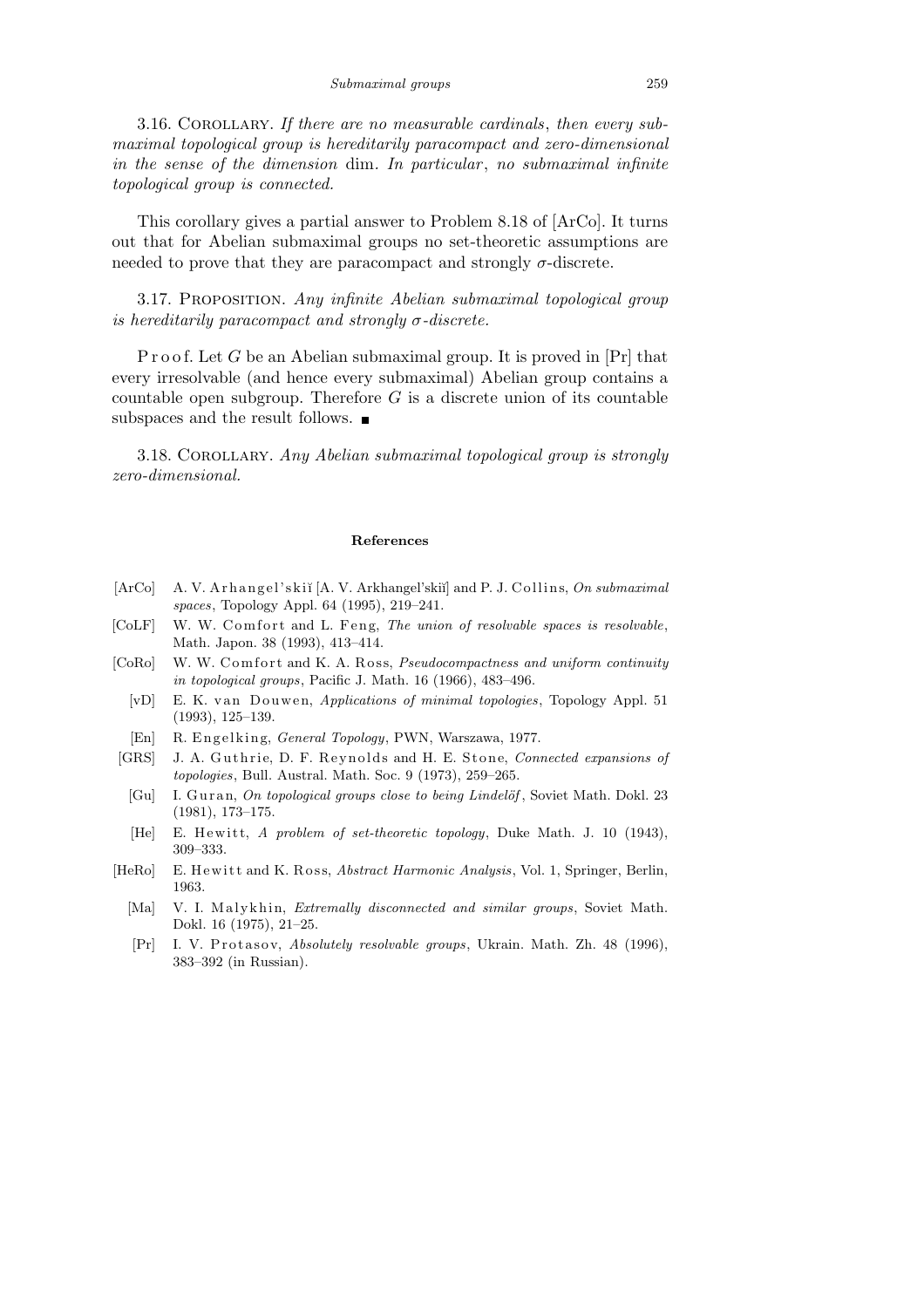3.16. Corollary. *If there are no measurable cardinals*, *then every submaximal topological group is hereditarily paracompact and zero-dimensional in the sense of the dimension* dim. *In particular*, *no submaximal infinite topological group is connected.*

This corollary gives a partial answer to Problem 8.18 of [ArCo]. It turns out that for Abelian submaximal groups no set-theoretic assumptions are needed to prove that they are paracompact and strongly $\sigma$-discrete.

3.17. Proposition. *Any infinite Abelian submaximal topological group is hereditarily paracompact and strongly $\sigma$-discrete.*

Proof. Let $G$ be an Abelian submaximal group. It is proved in [Pr] that every irresolvable (and hence every submaximal) Abelian group contains a countable open subgroup. Therefore $G$ is a discrete union of its countable subspaces and the result follows. ■

3.18. Corollary. *Any Abelian submaximal topological group is strongly zero-dimensional.*

## References

- [ArCo] A. V. Arhangel'skiĭ [A. V. Arkhangel'skiĭ] and P. J. Collins, *On submaximal spaces*, Topology Appl. 64 (1995), 219–241.
- [CoLF] W. W. Comfort and L. Feng, *The union of resolvable spaces is resolvable*, Math. Japon. 38 (1993), 413–414.
- [CoRo] W. W. Comfort and K. A. Ross, *Pseudocompactness and uniform continuity in topological groups*, Pacific J. Math. 16 (1966), 483–496.
- [vD] E. K. van Douwen, *Applications of minimal topologies*, Topology Appl. 51 (1993), 125–139.
- [En] R. Engelking, *General Topology*, PWN, Warszawa, 1977.
- [GRS] J. A. Guthrie, D. F. Reynolds and H. E. Stone, *Connected expansions of topologies*, Bull. Austral. Math. Soc. 9 (1973), 259–265.
- [Gu] I. Guran, *On topological groups close to being Lindelöf*, Soviet Math. Dokl. 23 (1981), 173–175.
- [He] E. Hewitt, *A problem of set-theoretic topology*, Duke Math. J. 10 (1943), 309–333.
- [HeRo] E. Hewitt and K. Ross, *Abstract Harmonic Analysis*, Vol. 1, Springer, Berlin, 1963.
- [Ma] V. I. Malykhin, *Extremally disconnected and similar groups*, Soviet Math. Dokl. 16 (1975), 21–25.
- [Pr] I. V. Protasov, *Absolutely resolvable groups*, Ukrain. Math. Zh. 48 (1996), 383–392 (in Russian).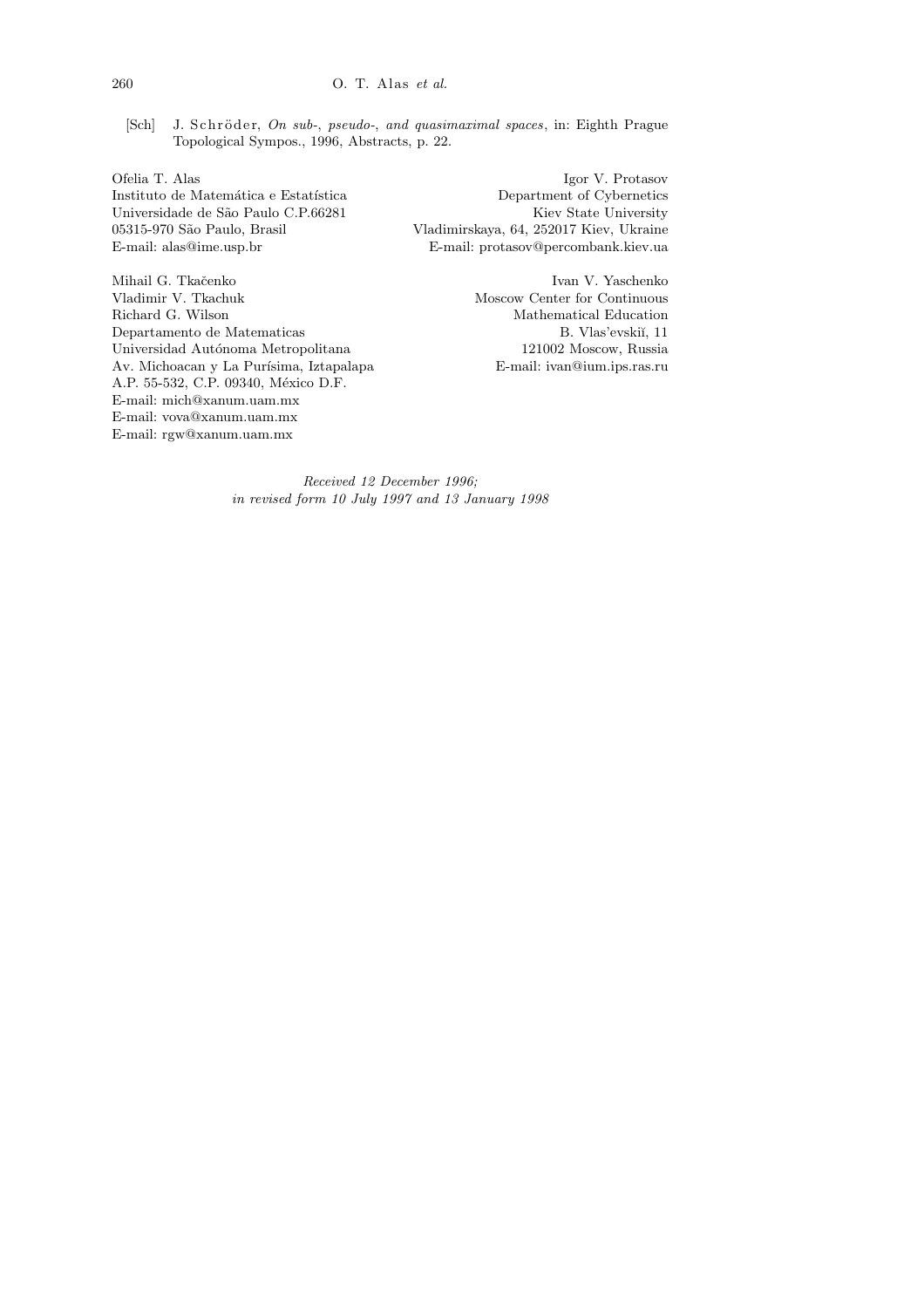[Sch] J. Schröder, *On sub-, pseudo-, and quasimaximal spaces*, in: Eighth Prague Topological Sympos., 1996, Abstracts, p. 22.

Ofelia T. Alas
Instituto de Matemática e Estatística
Universidade de São Paulo C.P.66281
05315-970 São Paulo, Brasil
E-mail: alas@ime.usp.br

Igor V. Protasov
Department of Cybernetics
Kiev State University
Vladimirskaya, 64, 252017 Kiev, Ukraine
E-mail: protasov@percombank.kiev.ua

Mihail G. Tkačenko
Vladimir V. Tkachuk
Richard G. Wilson
Departamento de Matematicas
Universidad Autónoma Metropolitana
Av. Michoacan y La Purísima, Iztapalapa
A.P. 55-532, C.P. 09340, México D.F.
E-mail: mich@xanum.uam.mx
E-mail: vova@xanum.uam.mx
E-mail: rgw@xanum.uam.mx

Ivan V. Yaschenko
Moscow Center for Continuous
Mathematical Education
B. Vlas'evskiĭ, 11
121002 Moscow, Russia
E-mail: ivan@ium.ips.ras.ru

*Received 12 December 1996;*
*in revised form 10 July 1997 and 13 January 1998*